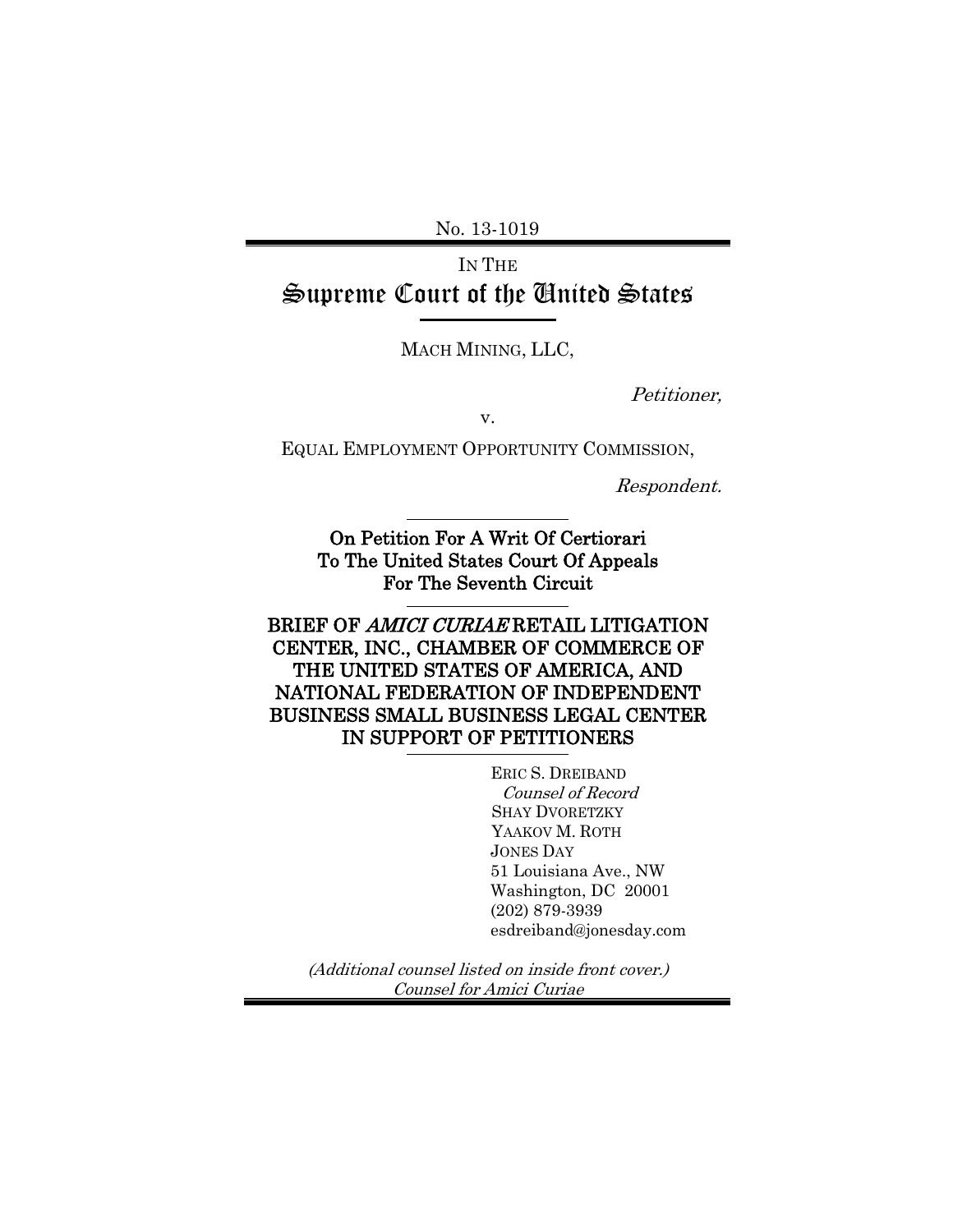No. 13-1019

IN THE

# Supreme Court of the United States

MACH MINING, LLC,

*Petitioner,*

v.

EQUAL EMPLOYMENT OPPORTUNITY COMMISSION,

*Respondent.*

---

**On Petition For A Writ Of Certiorari To The United States Court Of Appeals For The Seventh Circuit**

---

**BRIEF OF *AMICI CURIAE* RETAIL LITIGATION CENTER, INC., CHAMBER OF COMMERCE OF THE UNITED STATES OF AMERICA, AND NATIONAL FEDERATION OF INDEPENDENT BUSINESS SMALL BUSINESS LEGAL CENTER IN SUPPORT OF PETITIONERS**

---

ERIC S. DREIBAND
*Counsel of Record*
SHAY DVORETZKY
YAAKOV M. ROTH
JONES DAY
51 Louisiana Ave., NW
Washington, DC 20001
(202) 879-3939
esdreiband@jonesday.com

*(Additional counsel listed on inside front cover.)*
*Counsel for Amici Curiae*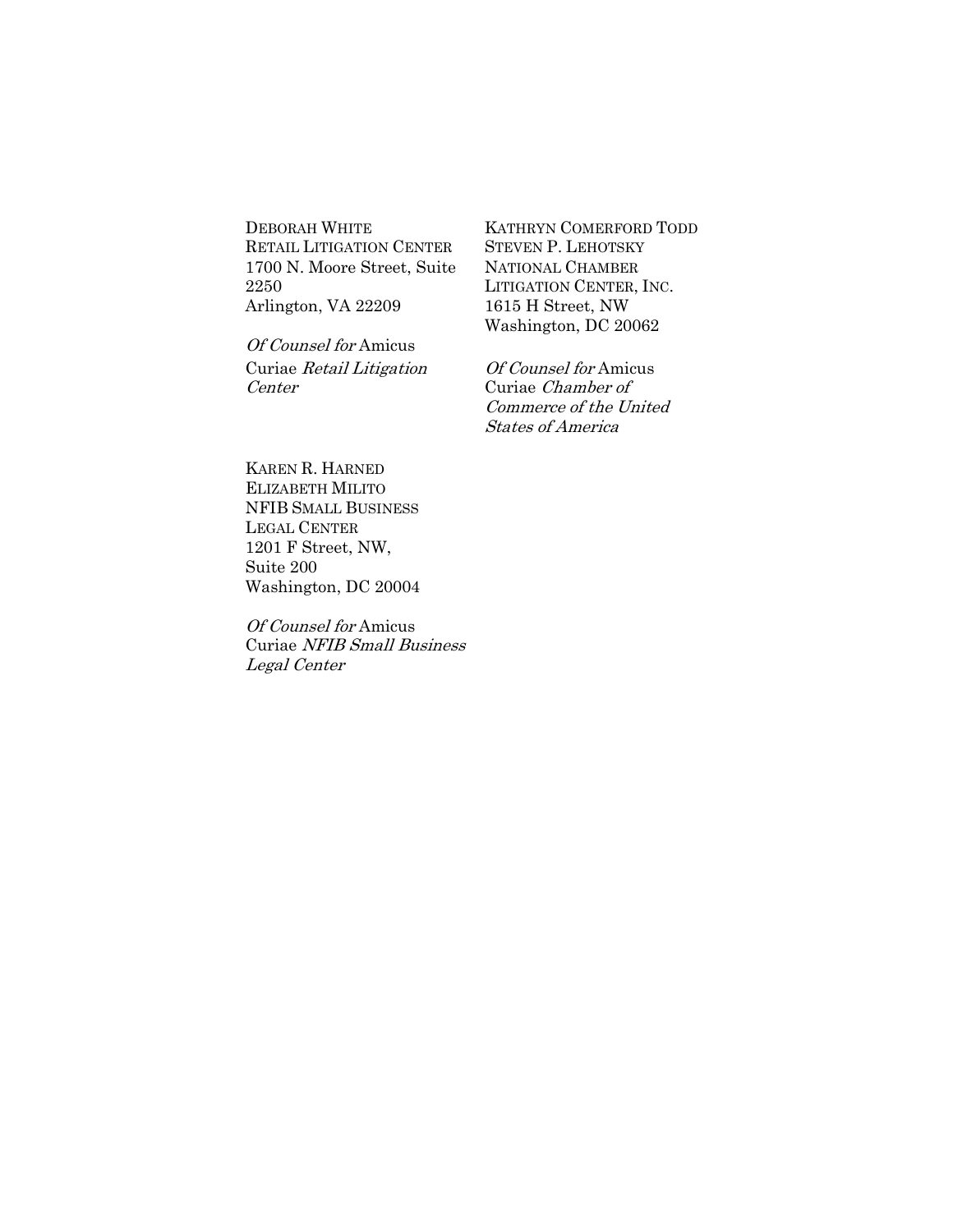DEBORAH WHITE
RETAIL LITIGATION CENTER
1700 N. Moore Street, Suite 2250
Arlington, VA 22209

*Of Counsel for* Amicus Curiae *Retail Litigation Center*

KATHRYN COMERFORD TODD
STEVEN P. LEHOTSKY
NATIONAL CHAMBER LITIGATION CENTER, INC.
1615 H Street, NW
Washington, DC 20062

*Of Counsel for* Amicus Curiae *Chamber of Commerce of the United States of America*

KAREN R. HARNED
ELIZABETH MILITO
NFIB SMALL BUSINESS LEGAL CENTER
1201 F Street, NW,
Suite 200
Washington, DC 20004

*Of Counsel for* Amicus Curiae *NFIB Small Business Legal Center*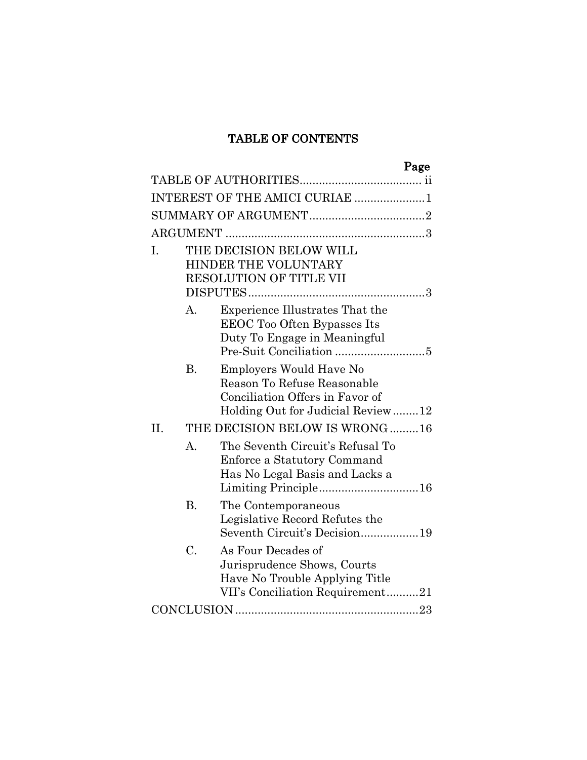# TABLE OF CONTENTS

| | | | Page |
|---|---|---|---|
| TABLE OF AUTHORITIES | | | ii |
| INTEREST OF THE AMICI CURIAE | | | 1 |
| SUMMARY OF ARGUMENT | | | 2 |
| ARGUMENT | | | 3 |
| I. | THE DECISION BELOW WILL HINDER THE VOLUNTARY RESOLUTION OF TITLE VII DISPUTES | | 3 |
| | A. | Experience Illustrates That the EEOC Too Often Bypasses Its Duty To Engage in Meaningful Pre-Suit Conciliation | 5 |
| | B. | Employers Would Have No Reason To Refuse Reasonable Conciliation Offers in Favor of Holding Out for Judicial Review | 12 |
| II. | THE DECISION BELOW IS WRONG | | 16 |
| | A. | The Seventh Circuit's Refusal To Enforce a Statutory Command Has No Legal Basis and Lacks a Limiting Principle | 16 |
| | B. | The Contemporaneous Legislative Record Refutes the Seventh Circuit's Decision | 19 |
| | C. | As Four Decades of Jurisprudence Shows, Courts Have No Trouble Applying Title VII's Conciliation Requirement | 21 |
| CONCLUSION | | | 23 |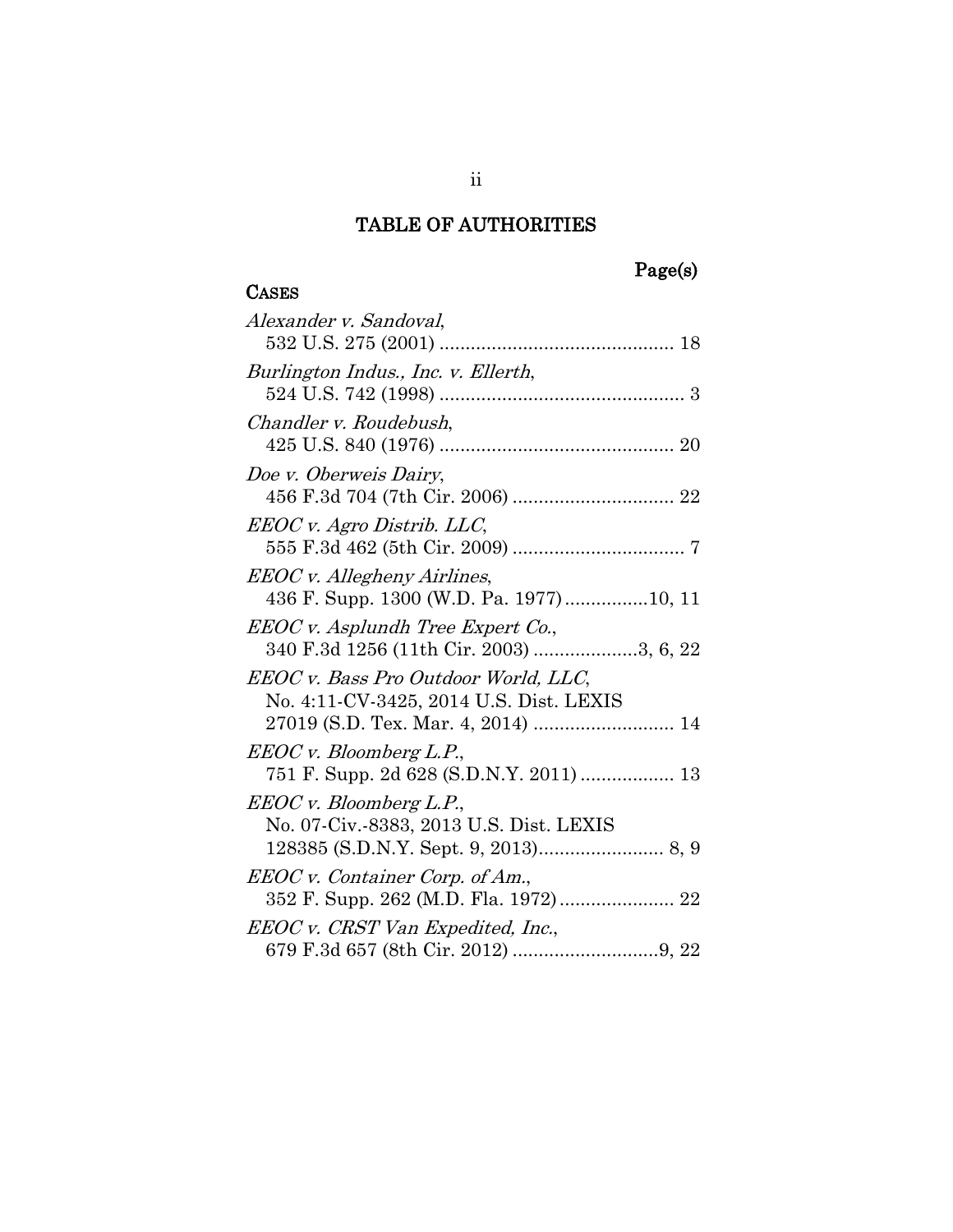# TABLE OF AUTHORITIES

Page(s)

**CASES**

*Alexander v. Sandoval*,
532 U.S. 275 (2001) ............................................ 18

*Burlington Indus., Inc. v. Ellerth*,
524 U.S. 742 (1998) .............................................. 3

*Chandler v. Roudebush*,
425 U.S. 840 (1976) ............................................ 20

*Doe v. Oberweis Dairy*,
456 F.3d 704 (7th Cir. 2006) ............................... 22

*EEOC v. Agro Distrib. LLC*,
555 F.3d 462 (5th Cir. 2009) ................................. 7

*EEOC v. Allegheny Airlines*,
436 F. Supp. 1300 (W.D. Pa. 1977) ................10, 11

*EEOC v. Asplundh Tree Expert Co.*,
340 F.3d 1256 (11th Cir. 2003) ....................3, 6, 22

*EEOC v. Bass Pro Outdoor World, LLC*,
No. 4:11-CV-3425, 2014 U.S. Dist. LEXIS
27019 (S.D. Tex. Mar. 4, 2014) ........................... 14

*EEOC v. Bloomberg L.P.*,
751 F. Supp. 2d 628 (S.D.N.Y. 2011) .................. 13

*EEOC v. Bloomberg L.P.*,
No. 07-Civ.-8383, 2013 U.S. Dist. LEXIS
128385 (S.D.N.Y. Sept. 9, 2013)........................ 8, 9

*EEOC v. Container Corp. of Am.*,
352 F. Supp. 262 (M.D. Fla. 1972) ...................... 22

*EEOC v. CRST Van Expedited, Inc.*,
679 F.3d 657 (8th Cir. 2012) ............................9, 22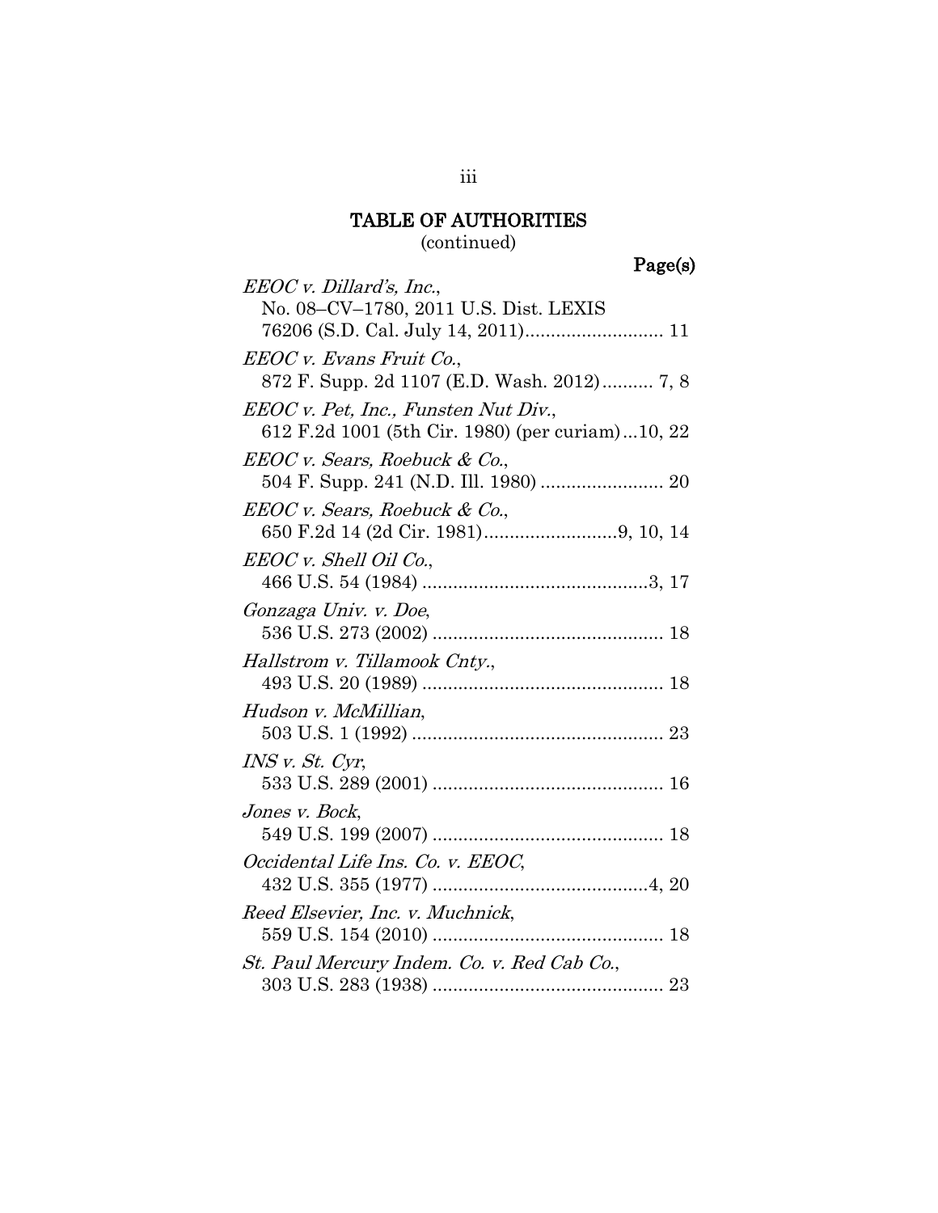## TABLE OF AUTHORITIES
(continued)

**Page(s)**

*EEOC v. Dillard's, Inc.*,
No. 08–CV–1780, 2011 U.S. Dist. LEXIS 76206 (S.D. Cal. July 14, 2011)........................... 11

*EEOC v. Evans Fruit Co.*,
872 F. Supp. 2d 1107 (E.D. Wash. 2012).......... 7, 8

*EEOC v. Pet, Inc., Funsten Nut Div.*,
612 F.2d 1001 (5th Cir. 1980) (per curiam)...10, 22

*EEOC v. Sears, Roebuck & Co.*,
504 F. Supp. 241 (N.D. Ill. 1980) ........................ 20

*EEOC v. Sears, Roebuck & Co.*,
650 F.2d 14 (2d Cir. 1981)..........................9, 10, 14

*EEOC v. Shell Oil Co.*,
466 U.S. 54 (1984) ............................................3, 17

*Gonzaga Univ. v. Doe*,
536 U.S. 273 (2002) ............................................. 18

*Hallstrom v. Tillamook Cnty.*,
493 U.S. 20 (1989) ............................................... 18

*Hudson v. McMillian*,
503 U.S. 1 (1992) ................................................. 23

*INS v. St. Cyr*,
533 U.S. 289 (2001) ............................................. 16

*Jones v. Bock*,
549 U.S. 199 (2007) ............................................. 18

*Occidental Life Ins. Co. v. EEOC*,
432 U.S. 355 (1977) ..........................................4, 20

*Reed Elsevier, Inc. v. Muchnick*,
559 U.S. 154 (2010) ............................................. 18

*St. Paul Mercury Indem. Co. v. Red Cab Co.*,
303 U.S. 283 (1938) ............................................. 23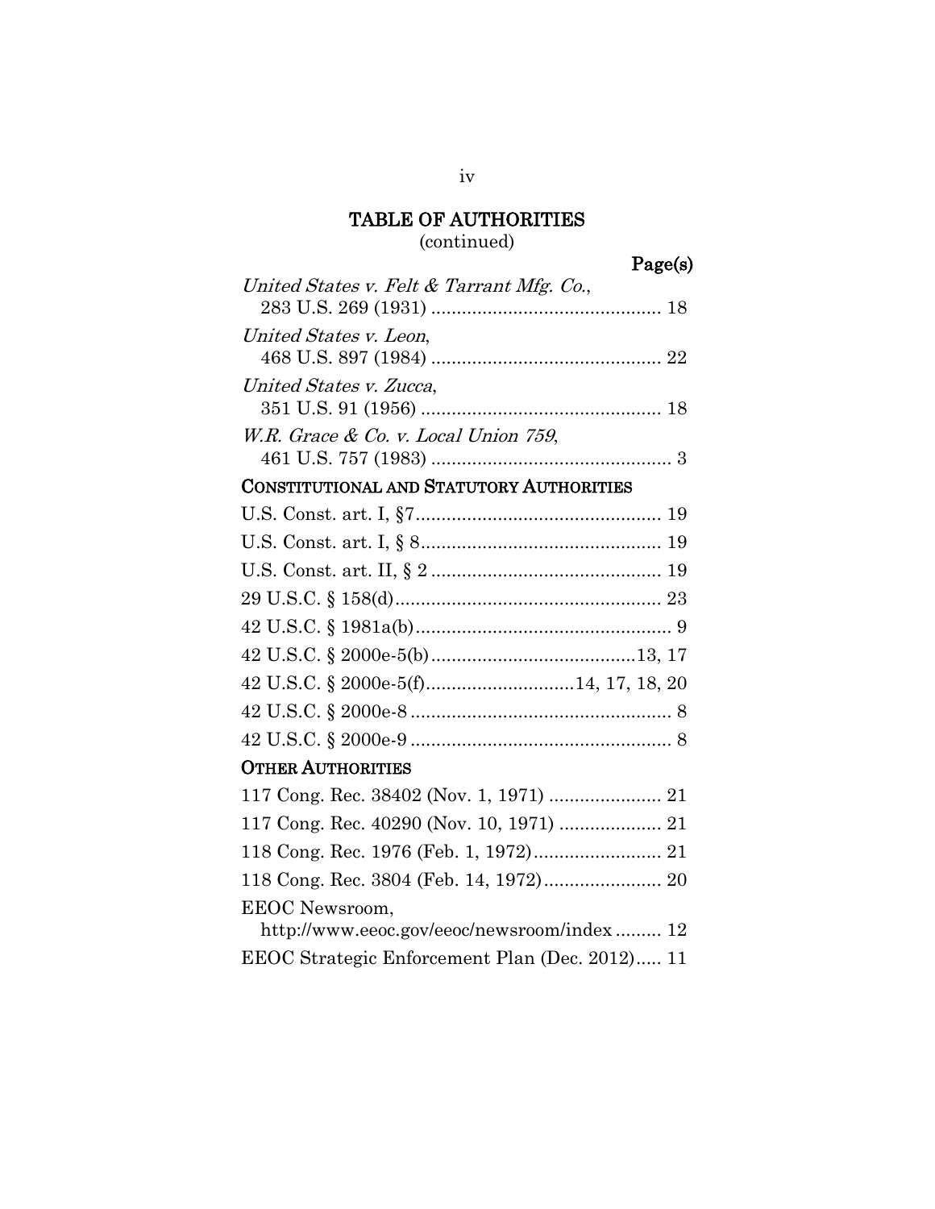## TABLE OF AUTHORITIES
(continued)

Page(s)

*United States v. Felt & Tarrant Mfg. Co.*,
283 U.S. 269 (1931) ............................................ 18

*United States v. Leon*,
468 U.S. 897 (1984) ............................................ 22

*United States v. Zucca*,
351 U.S. 91 (1956) .............................................. 18

*W.R. Grace & Co. v. Local Union 759*,
461 U.S. 757 (1983) .............................................. 3

### CONSTITUTIONAL AND STATUTORY AUTHORITIES

U.S. Const. art. I, §7................................................ 19

U.S. Const. art. I, § 8............................................... 19

U.S. Const. art. II, § 2 ............................................. 19

29 U.S.C. § 158(d).................................................... 23

42 U.S.C. § 1981a(b).................................................. 9

42 U.S.C. § 2000e-5(b)........................................13, 17

42 U.S.C. § 2000e-5(f).............................14, 17, 18, 20

42 U.S.C. § 2000e-8 .................................................. 8

42 U.S.C. § 2000e-9 .................................................. 8

### OTHER AUTHORITIES

117 Cong. Rec. 38402 (Nov. 1, 1971) ...................... 21

117 Cong. Rec. 40290 (Nov. 10, 1971) .................... 21

118 Cong. Rec. 1976 (Feb. 1, 1972)......................... 21

118 Cong. Rec. 3804 (Feb. 14, 1972)....................... 20

EEOC Newsroom,
http://www.eeoc.gov/eeoc/newsroom/index ......... 12

EEOC Strategic Enforcement Plan (Dec. 2012)..... 11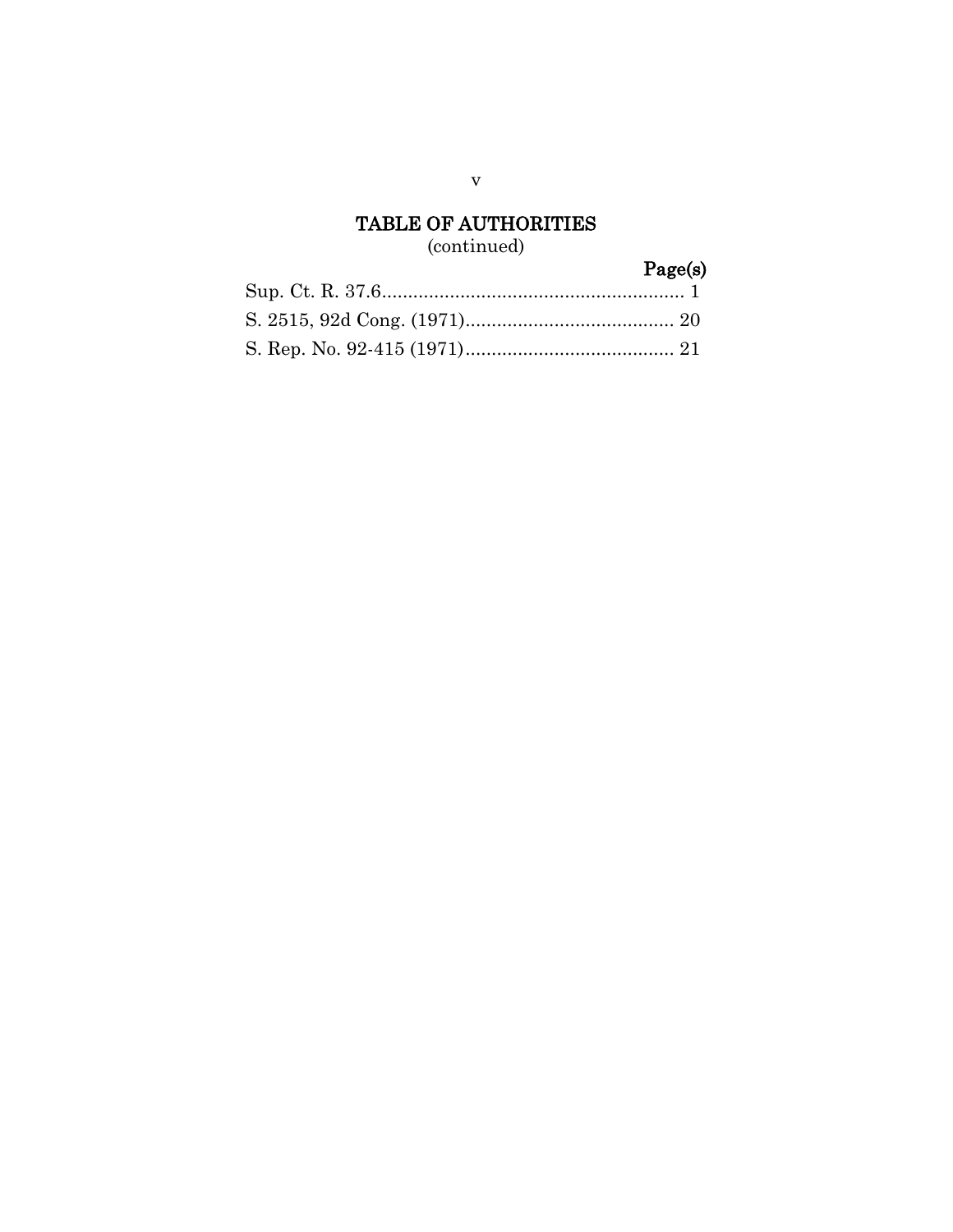## TABLE OF AUTHORITIES
(continued)

| | Page(s) |
|---|---|
| Sup. Ct. R. 37.6 | 1 |
| S. 2515, 92d Cong. (1971) | 20 |
| S. Rep. No. 92-415 (1971) | 21 |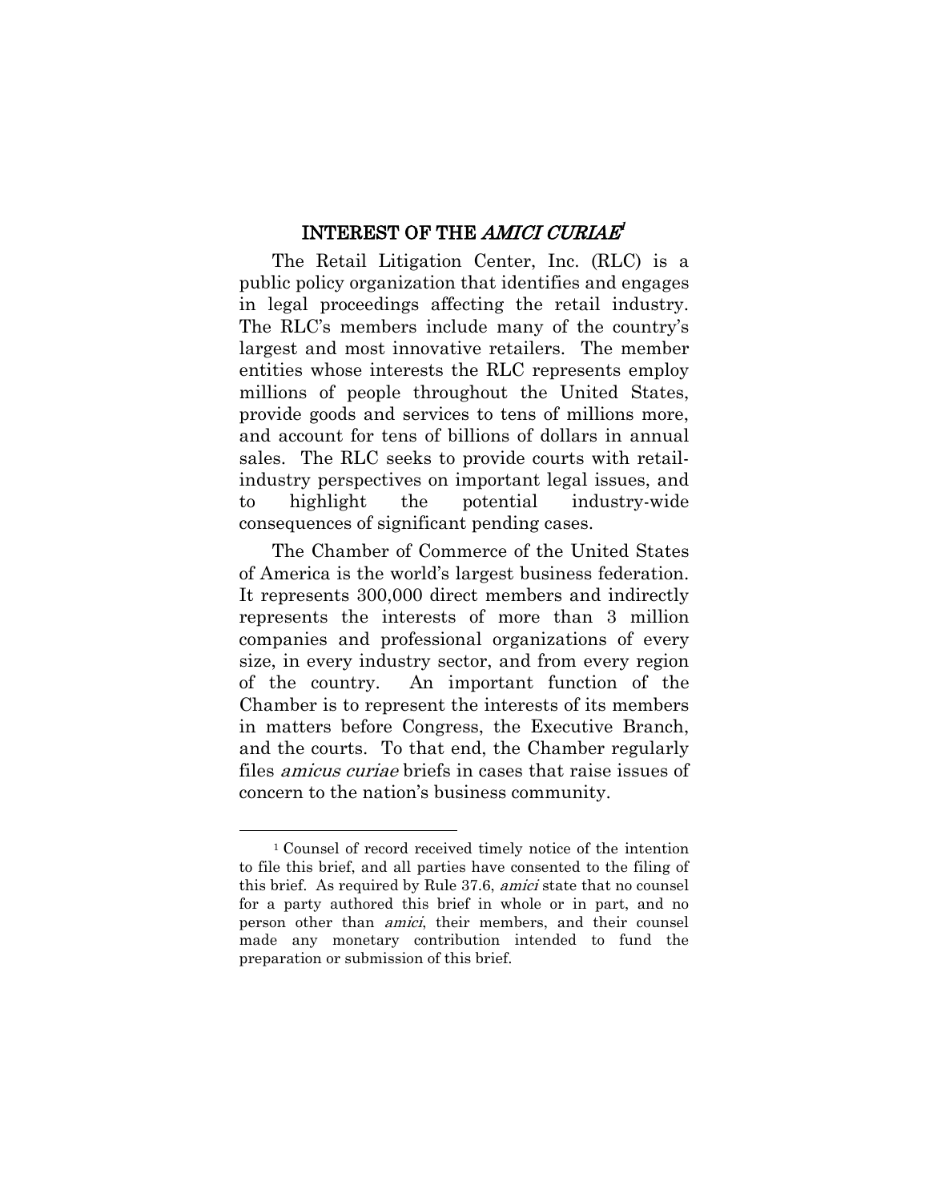## INTEREST OF THE *AMICI CURIAE*[1]

The Retail Litigation Center, Inc. (RLC) is a public policy organization that identifies and engages in legal proceedings affecting the retail industry. The RLC's members include many of the country's largest and most innovative retailers. The member entities whose interests the RLC represents employ millions of people throughout the United States, provide goods and services to tens of millions more, and account for tens of billions of dollars in annual sales. The RLC seeks to provide courts with retail-industry perspectives on important legal issues, and to highlight the potential industry-wide consequences of significant pending cases.

The Chamber of Commerce of the United States of America is the world's largest business federation. It represents 300,000 direct members and indirectly represents the interests of more than 3 million companies and professional organizations of every size, in every industry sector, and from every region of the country. An important function of the Chamber is to represent the interests of its members in matters before Congress, the Executive Branch, and the courts. To that end, the Chamber regularly files *amicus curiae* briefs in cases that raise issues of concern to the nation's business community.

---

[1] Counsel of record received timely notice of the intention to file this brief, and all parties have consented to the filing of this brief. As required by Rule 37.6, *amici* state that no counsel for a party authored this brief in whole or in part, and no person other than *amici*, their members, and their counsel made any monetary contribution intended to fund the preparation or submission of this brief.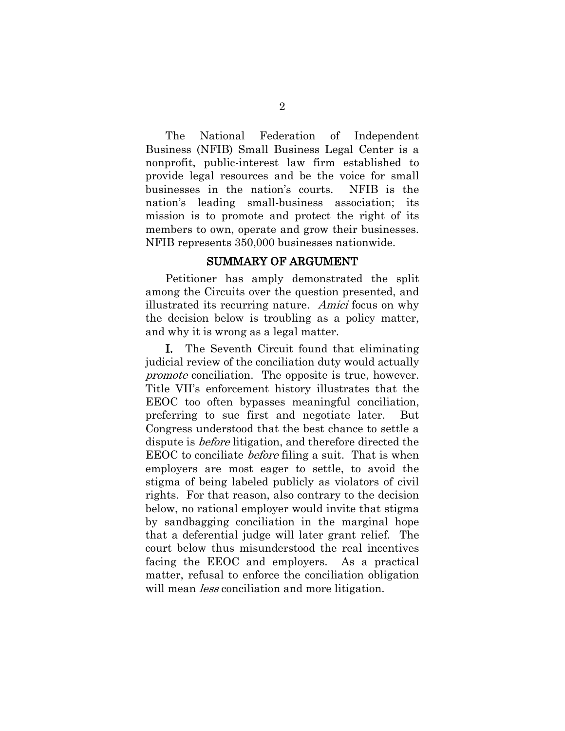The National Federation of Independent Business (NFIB) Small Business Legal Center is a nonprofit, public-interest law firm established to provide legal resources and be the voice for small businesses in the nation's courts. NFIB is the nation's leading small-business association; its mission is to promote and protect the right of its members to own, operate and grow their businesses. NFIB represents 350,000 businesses nationwide.

## SUMMARY OF ARGUMENT

Petitioner has amply demonstrated the split among the Circuits over the question presented, and illustrated its recurring nature. *Amici* focus on why the decision below is troubling as a policy matter, and why it is wrong as a legal matter.

**I.** The Seventh Circuit found that eliminating judicial review of the conciliation duty would actually *promote* conciliation. The opposite is true, however. Title VII's enforcement history illustrates that the EEOC too often bypasses meaningful conciliation, preferring to sue first and negotiate later. But Congress understood that the best chance to settle a dispute is *before* litigation, and therefore directed the EEOC to conciliate *before* filing a suit. That is when employers are most eager to settle, to avoid the stigma of being labeled publicly as violators of civil rights. For that reason, also contrary to the decision below, no rational employer would invite that stigma by sandbagging conciliation in the marginal hope that a deferential judge will later grant relief. The court below thus misunderstood the real incentives facing the EEOC and employers. As a practical matter, refusal to enforce the conciliation obligation will mean *less* conciliation and more litigation.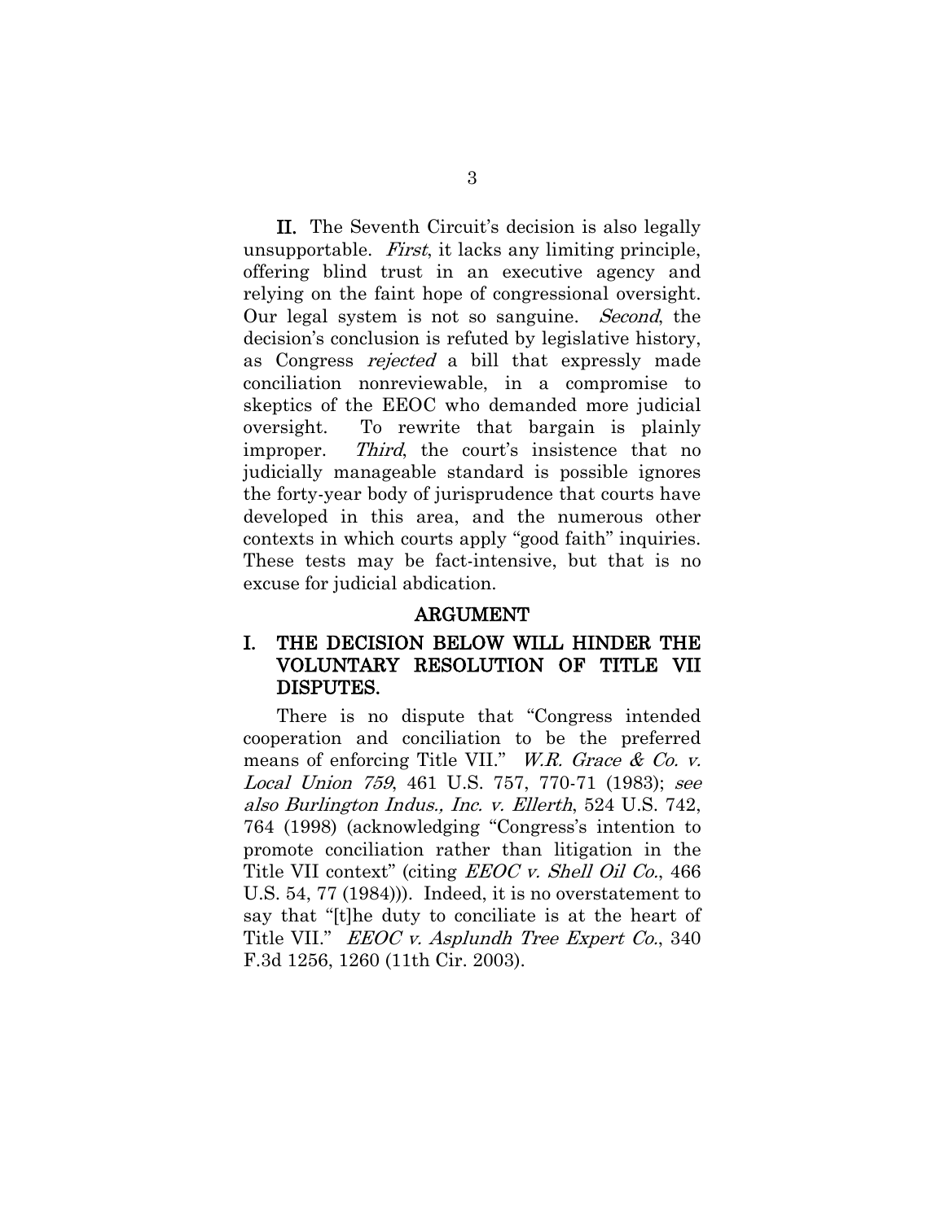**II.** The Seventh Circuit's decision is also legally unsupportable. *First*, it lacks any limiting principle, offering blind trust in an executive agency and relying on the faint hope of congressional oversight. Our legal system is not so sanguine. *Second*, the decision's conclusion is refuted by legislative history, as Congress *rejected* a bill that expressly made conciliation nonreviewable, in a compromise to skeptics of the EEOC who demanded more judicial oversight. To rewrite that bargain is plainly improper. *Third*, the court's insistence that no judicially manageable standard is possible ignores the forty-year body of jurisprudence that courts have developed in this area, and the numerous other contexts in which courts apply "good faith" inquiries. These tests may be fact-intensive, but that is no excuse for judicial abdication.

## ARGUMENT

### I. THE DECISION BELOW WILL HINDER THE VOLUNTARY RESOLUTION OF TITLE VII DISPUTES.

There is no dispute that "Congress intended cooperation and conciliation to be the preferred means of enforcing Title VII." *W.R. Grace & Co. v. Local Union 759*, 461 U.S. 757, 770-71 (1983); *see also Burlington Indus., Inc. v. Ellerth*, 524 U.S. 742, 764 (1998) (acknowledging "Congress's intention to promote conciliation rather than litigation in the Title VII context" (citing *EEOC v. Shell Oil Co.*, 466 U.S. 54, 77 (1984))). Indeed, it is no overstatement to say that "[t]he duty to conciliate is at the heart of Title VII." *EEOC v. Asplundh Tree Expert Co.*, 340 F.3d 1256, 1260 (11th Cir. 2003).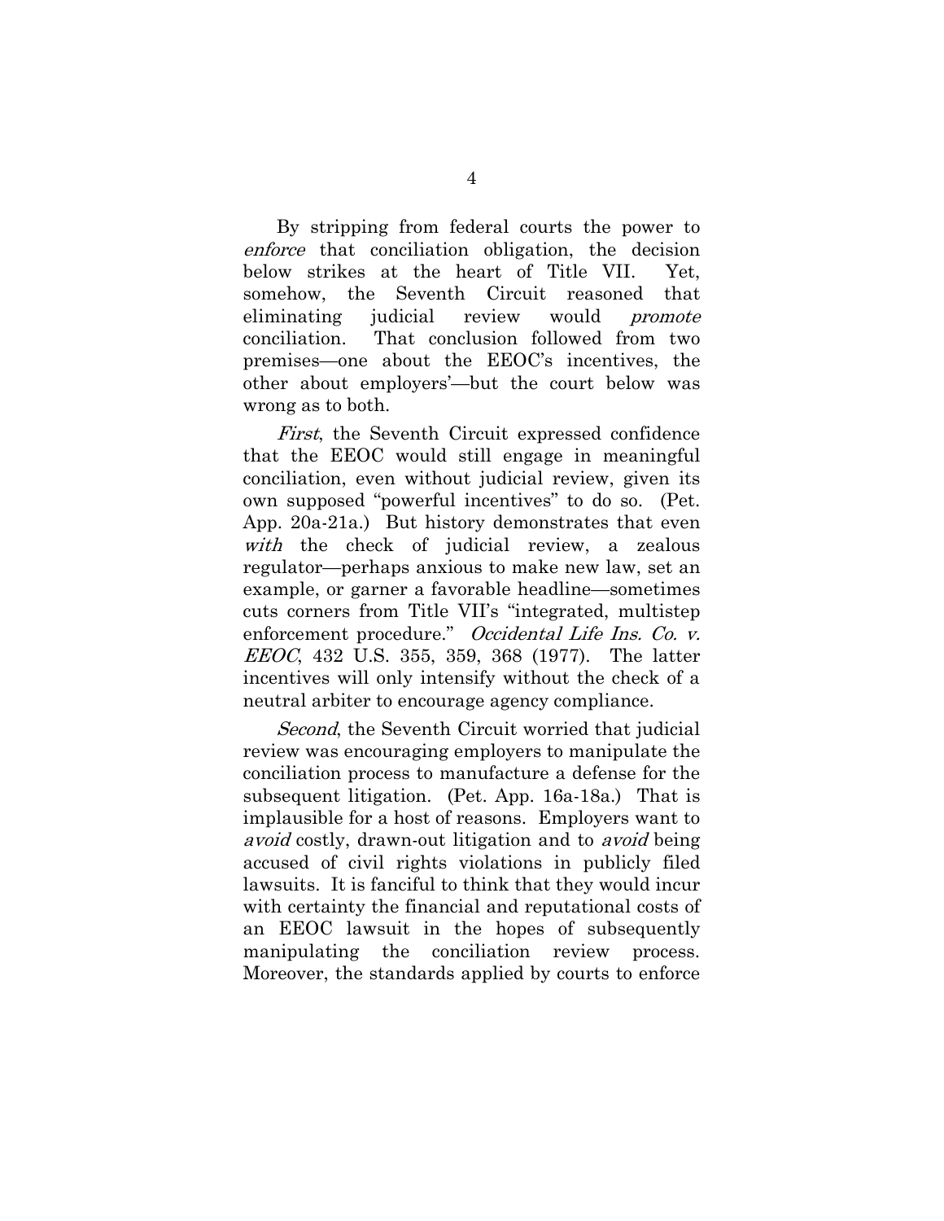By stripping from federal courts the power to *enforce* that conciliation obligation, the decision below strikes at the heart of Title VII. Yet, somehow, the Seventh Circuit reasoned that eliminating judicial review would *promote* conciliation. That conclusion followed from two premises—one about the EEOC's incentives, the other about employers'—but the court below was wrong as to both.

*First*, the Seventh Circuit expressed confidence that the EEOC would still engage in meaningful conciliation, even without judicial review, given its own supposed "powerful incentives" to do so. (Pet. App. 20a-21a.) But history demonstrates that even *with* the check of judicial review, a zealous regulator—perhaps anxious to make new law, set an example, or garner a favorable headline—sometimes cuts corners from Title VII's "integrated, multistep enforcement procedure." *Occidental Life Ins. Co. v. EEOC*, 432 U.S. 355, 359, 368 (1977). The latter incentives will only intensify without the check of a neutral arbiter to encourage agency compliance.

*Second*, the Seventh Circuit worried that judicial review was encouraging employers to manipulate the conciliation process to manufacture a defense for the subsequent litigation. (Pet. App. 16a-18a.) That is implausible for a host of reasons. Employers want to *avoid* costly, drawn-out litigation and to *avoid* being accused of civil rights violations in publicly filed lawsuits. It is fanciful to think that they would incur with certainty the financial and reputational costs of an EEOC lawsuit in the hopes of subsequently manipulating the conciliation review process. Moreover, the standards applied by courts to enforce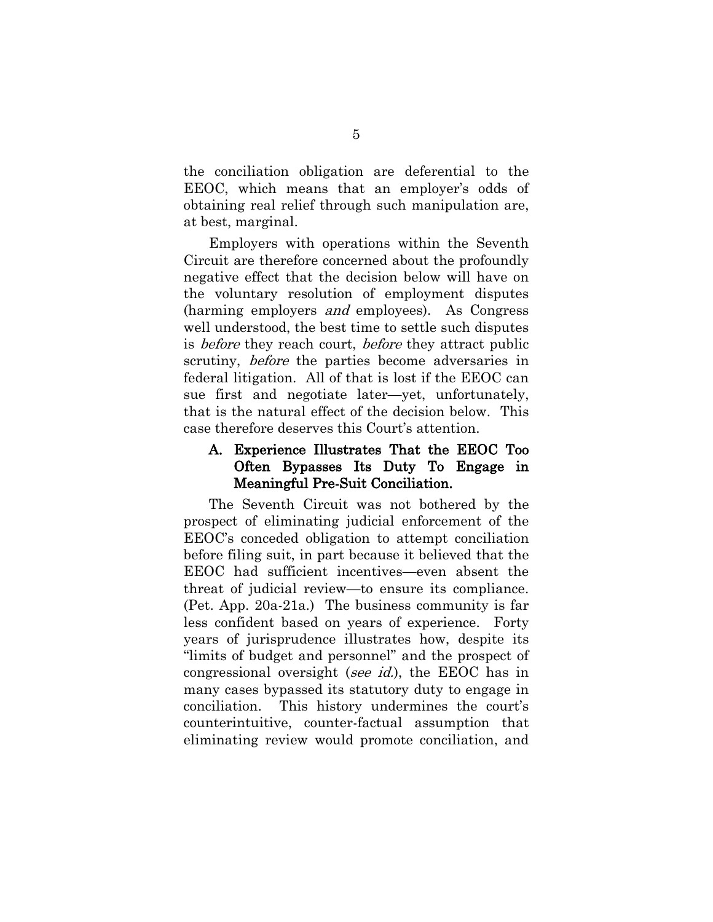the conciliation obligation are deferential to the EEOC, which means that an employer's odds of obtaining real relief through such manipulation are, at best, marginal.

Employers with operations within the Seventh Circuit are therefore concerned about the profoundly negative effect that the decision below will have on the voluntary resolution of employment disputes (harming employers *and* employees). As Congress well understood, the best time to settle such disputes is *before* they reach court, *before* they attract public scrutiny, *before* the parties become adversaries in federal litigation. All of that is lost if the EEOC can sue first and negotiate later—yet, unfortunately, that is the natural effect of the decision below. This case therefore deserves this Court's attention.

### A. Experience Illustrates That the EEOC Too Often Bypasses Its Duty To Engage in Meaningful Pre-Suit Conciliation.

The Seventh Circuit was not bothered by the prospect of eliminating judicial enforcement of the EEOC's conceded obligation to attempt conciliation before filing suit, in part because it believed that the EEOC had sufficient incentives—even absent the threat of judicial review—to ensure its compliance. (Pet. App. 20a-21a.) The business community is far less confident based on years of experience. Forty years of jurisprudence illustrates how, despite its "limits of budget and personnel" and the prospect of congressional oversight (*see id.*), the EEOC has in many cases bypassed its statutory duty to engage in conciliation. This history undermines the court's counterintuitive, counter-factual assumption that eliminating review would promote conciliation, and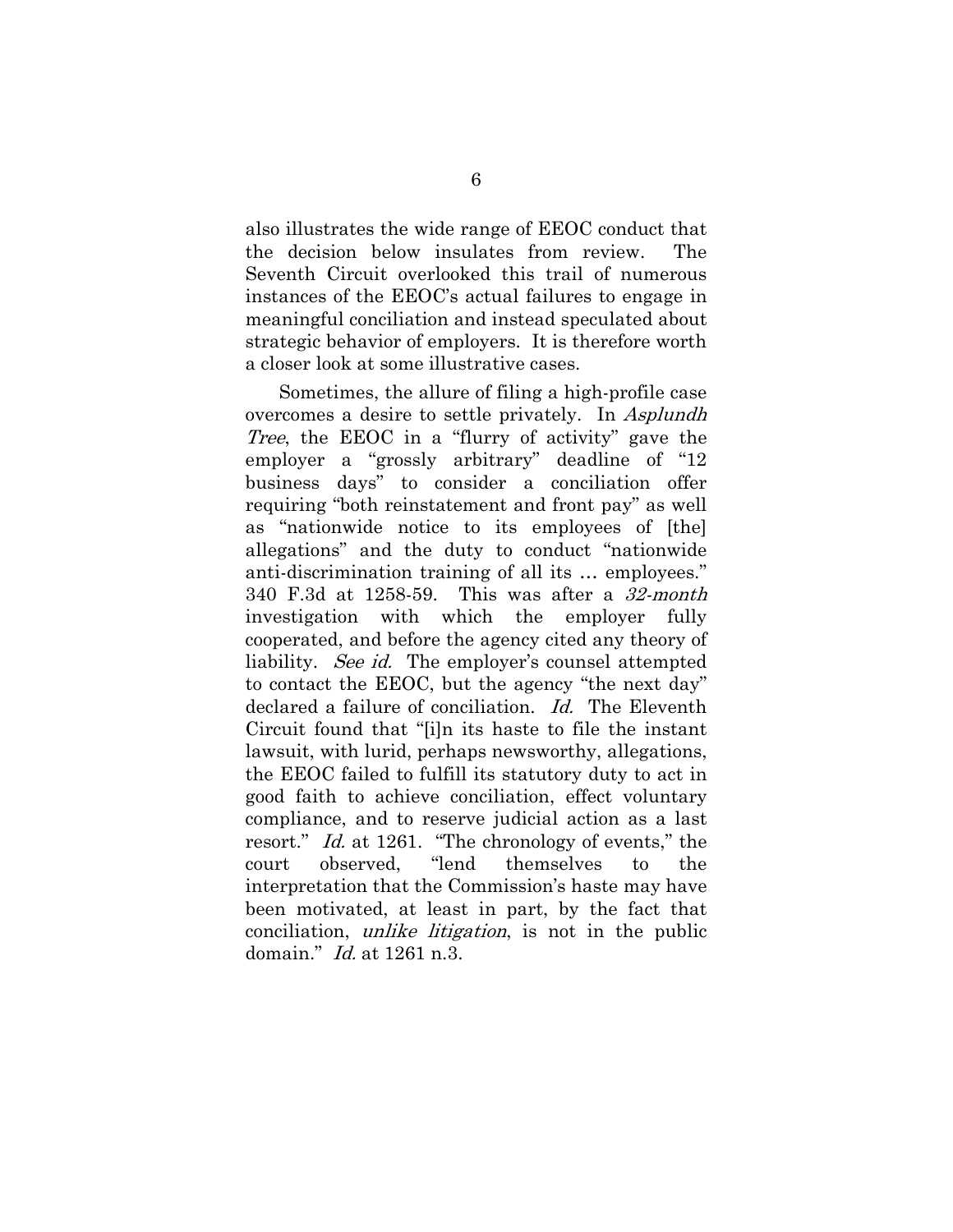also illustrates the wide range of EEOC conduct that the decision below insulates from review. The Seventh Circuit overlooked this trail of numerous instances of the EEOC's actual failures to engage in meaningful conciliation and instead speculated about strategic behavior of employers. It is therefore worth a closer look at some illustrative cases.

Sometimes, the allure of filing a high-profile case overcomes a desire to settle privately. In *Asplundh Tree*, the EEOC in a "flurry of activity" gave the employer a "grossly arbitrary" deadline of "12 business days" to consider a conciliation offer requiring "both reinstatement and front pay" as well as "nationwide notice to its employees of [the] allegations" and the duty to conduct "nationwide anti-discrimination training of all its … employees." 340 F.3d at 1258-59. This was after a *32-month* investigation with which the employer fully cooperated, and before the agency cited any theory of liability. *See id.* The employer's counsel attempted to contact the EEOC, but the agency "the next day" declared a failure of conciliation. *Id.* The Eleventh Circuit found that "[i]n its haste to file the instant lawsuit, with lurid, perhaps newsworthy, allegations, the EEOC failed to fulfill its statutory duty to act in good faith to achieve conciliation, effect voluntary compliance, and to reserve judicial action as a last resort." *Id.* at 1261. "The chronology of events," the court observed, "lend themselves to the interpretation that the Commission's haste may have been motivated, at least in part, by the fact that conciliation, *unlike litigation*, is not in the public domain." *Id.* at 1261 n.3.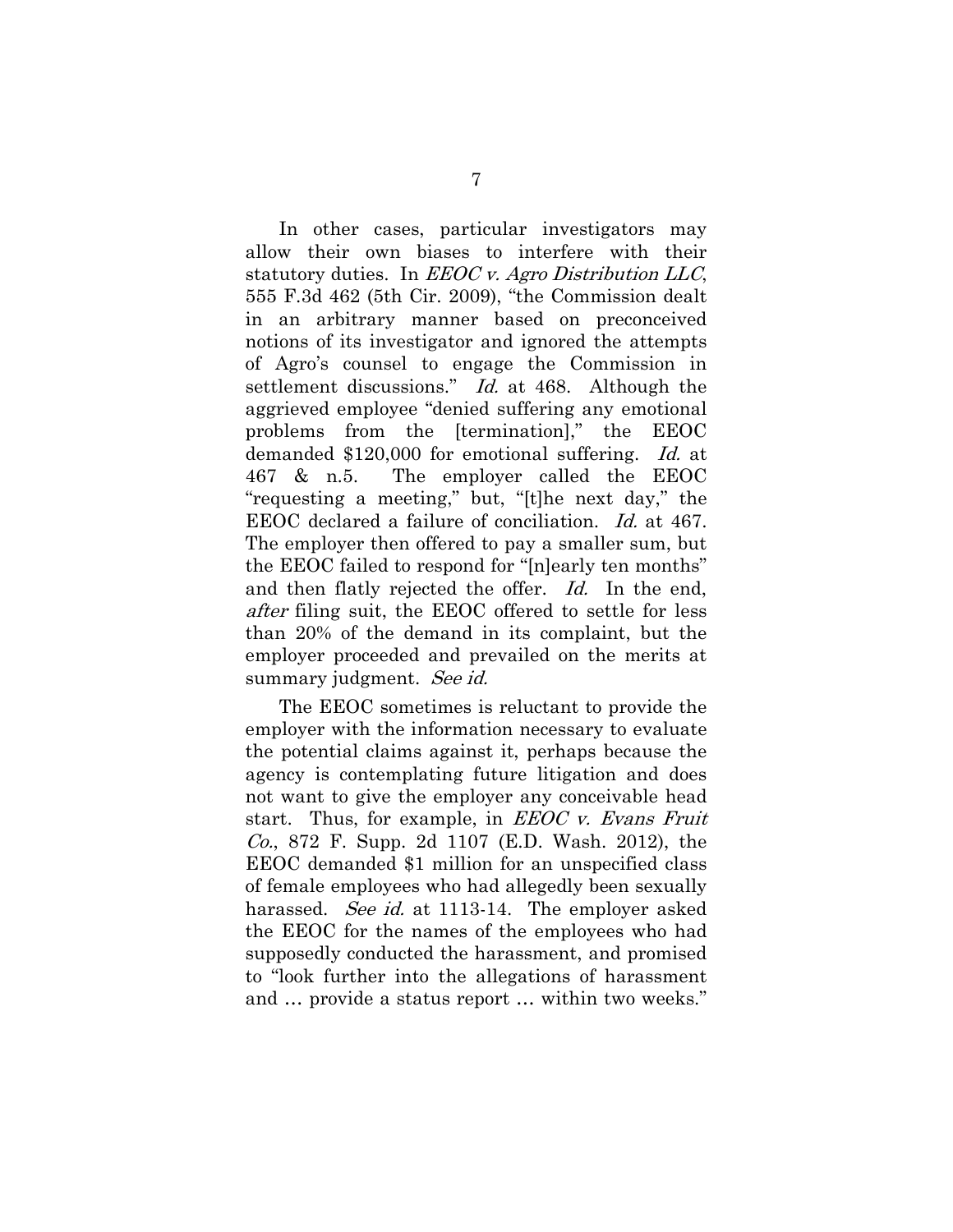In other cases, particular investigators may allow their own biases to interfere with their statutory duties. In *EEOC v. Agro Distribution LLC*, 555 F.3d 462 (5th Cir. 2009), "the Commission dealt in an arbitrary manner based on preconceived notions of its investigator and ignored the attempts of Agro's counsel to engage the Commission in settlement discussions." *Id.* at 468. Although the aggrieved employee "denied suffering any emotional problems from the [termination]," the EEOC demanded $120,000 for emotional suffering. *Id.* at 467 & n.5. The employer called the EEOC "requesting a meeting," but, "[t]he next day," the EEOC declared a failure of conciliation. *Id.* at 467. The employer then offered to pay a smaller sum, but the EEOC failed to respond for "[n]early ten months" and then flatly rejected the offer. *Id.* In the end, *after* filing suit, the EEOC offered to settle for less than 20% of the demand in its complaint, but the employer proceeded and prevailed on the merits at summary judgment. *See id.*

The EEOC sometimes is reluctant to provide the employer with the information necessary to evaluate the potential claims against it, perhaps because the agency is contemplating future litigation and does not want to give the employer any conceivable head start. Thus, for example, in *EEOC v. Evans Fruit Co.*, 872 F. Supp. 2d 1107 (E.D. Wash. 2012), the EEOC demanded $1 million for an unspecified class of female employees who had allegedly been sexually harassed. *See id.* at 1113-14. The employer asked the EEOC for the names of the employees who had supposedly conducted the harassment, and promised to "look further into the allegations of harassment and … provide a status report … within two weeks."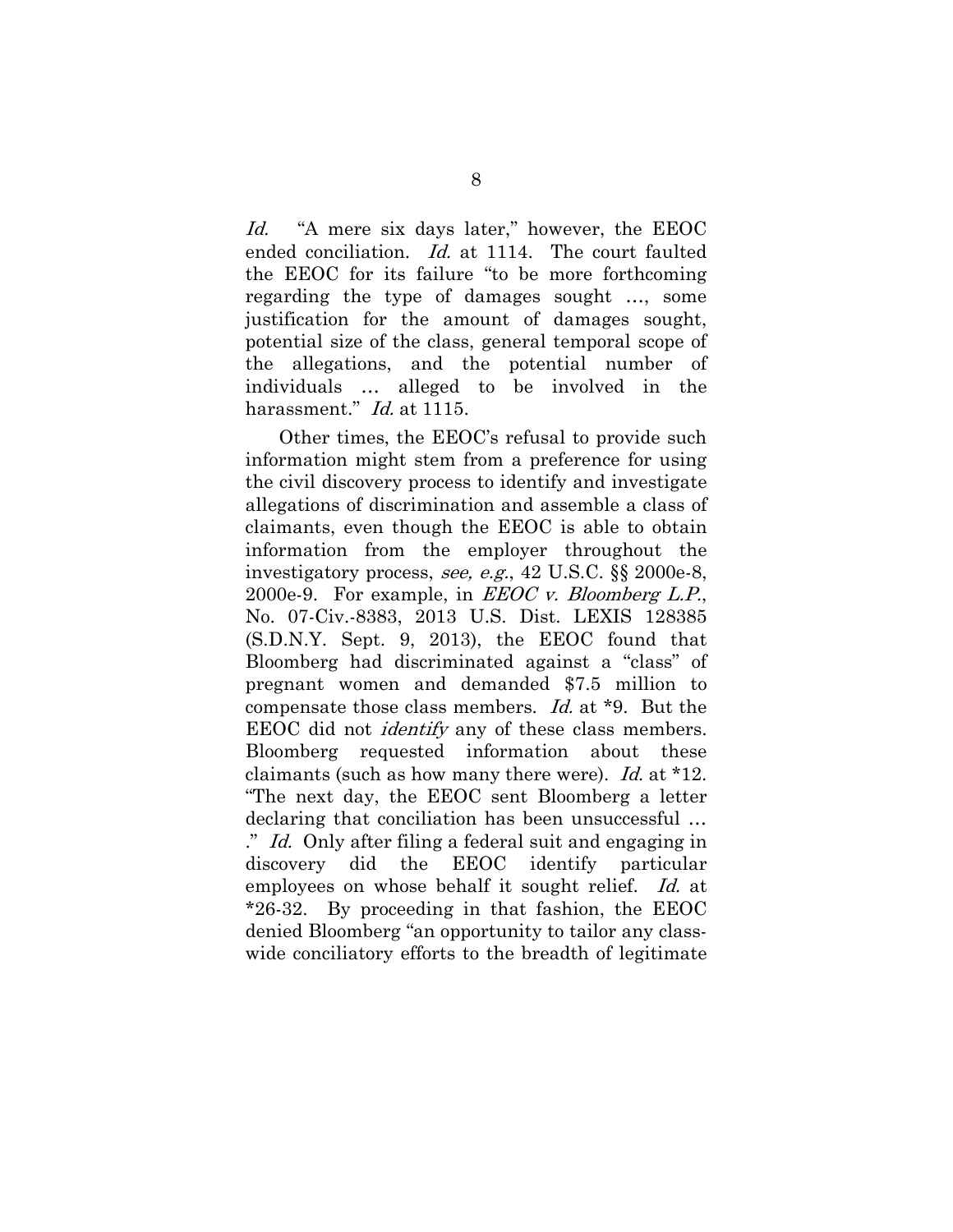*Id.* "A mere six days later," however, the EEOC ended conciliation. *Id.* at 1114. The court faulted the EEOC for its failure "to be more forthcoming regarding the type of damages sought …, some justification for the amount of damages sought, potential size of the class, general temporal scope of the allegations, and the potential number of individuals … alleged to be involved in the harassment." *Id.* at 1115.

Other times, the EEOC's refusal to provide such information might stem from a preference for using the civil discovery process to identify and investigate allegations of discrimination and assemble a class of claimants, even though the EEOC is able to obtain information from the employer throughout the investigatory process, *see, e.g.*, 42 U.S.C. §§ 2000e-8, 2000e-9. For example, in *EEOC v. Bloomberg L.P.*, No. 07-Civ.-8383, 2013 U.S. Dist. LEXIS 128385 (S.D.N.Y. Sept. 9, 2013), the EEOC found that Bloomberg had discriminated against a "class" of pregnant women and demanded $7.5 million to compensate those class members. *Id.* at *9. But the EEOC did not *identify* any of these class members. Bloomberg requested information about these claimants (such as how many there were). *Id.* at *12. "The next day, the EEOC sent Bloomberg a letter declaring that conciliation has been unsuccessful … ." *Id.* Only after filing a federal suit and engaging in discovery did the EEOC identify particular employees on whose behalf it sought relief. *Id.* at *26-32. By proceeding in that fashion, the EEOC denied Bloomberg "an opportunity to tailor any class-wide conciliatory efforts to the breadth of legitimate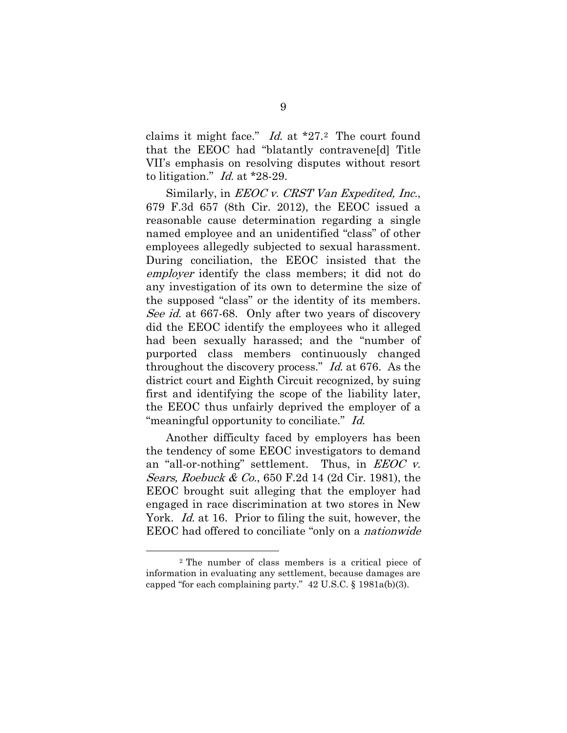claims it might face." *Id.* at *27.[2] The court found that the EEOC had "blatantly contravene[d] Title VII's emphasis on resolving disputes without resort to litigation." *Id.* at *28-29.

Similarly, in *EEOC v. CRST Van Expedited, Inc.*, 679 F.3d 657 (8th Cir. 2012), the EEOC issued a reasonable cause determination regarding a single named employee and an unidentified "class" of other employees allegedly subjected to sexual harassment. During conciliation, the EEOC insisted that the *employer* identify the class members; it did not do any investigation of its own to determine the size of the supposed "class" or the identity of its members. *See id.* at 667-68. Only after two years of discovery did the EEOC identify the employees who it alleged had been sexually harassed; and the "number of purported class members continuously changed throughout the discovery process." *Id.* at 676. As the district court and Eighth Circuit recognized, by suing first and identifying the scope of the liability later, the EEOC thus unfairly deprived the employer of a "meaningful opportunity to conciliate." *Id.*

Another difficulty faced by employers has been the tendency of some EEOC investigators to demand an "all-or-nothing" settlement. Thus, in *EEOC v. Sears, Roebuck & Co.*, 650 F.2d 14 (2d Cir. 1981), the EEOC brought suit alleging that the employer had engaged in race discrimination at two stores in New York. *Id.* at 16. Prior to filing the suit, however, the EEOC had offered to conciliate "only on a *nationwide*

---

[2] The number of class members is a critical piece of information in evaluating any settlement, because damages are capped "for each complaining party." 42 U.S.C. § 1981a(b)(3).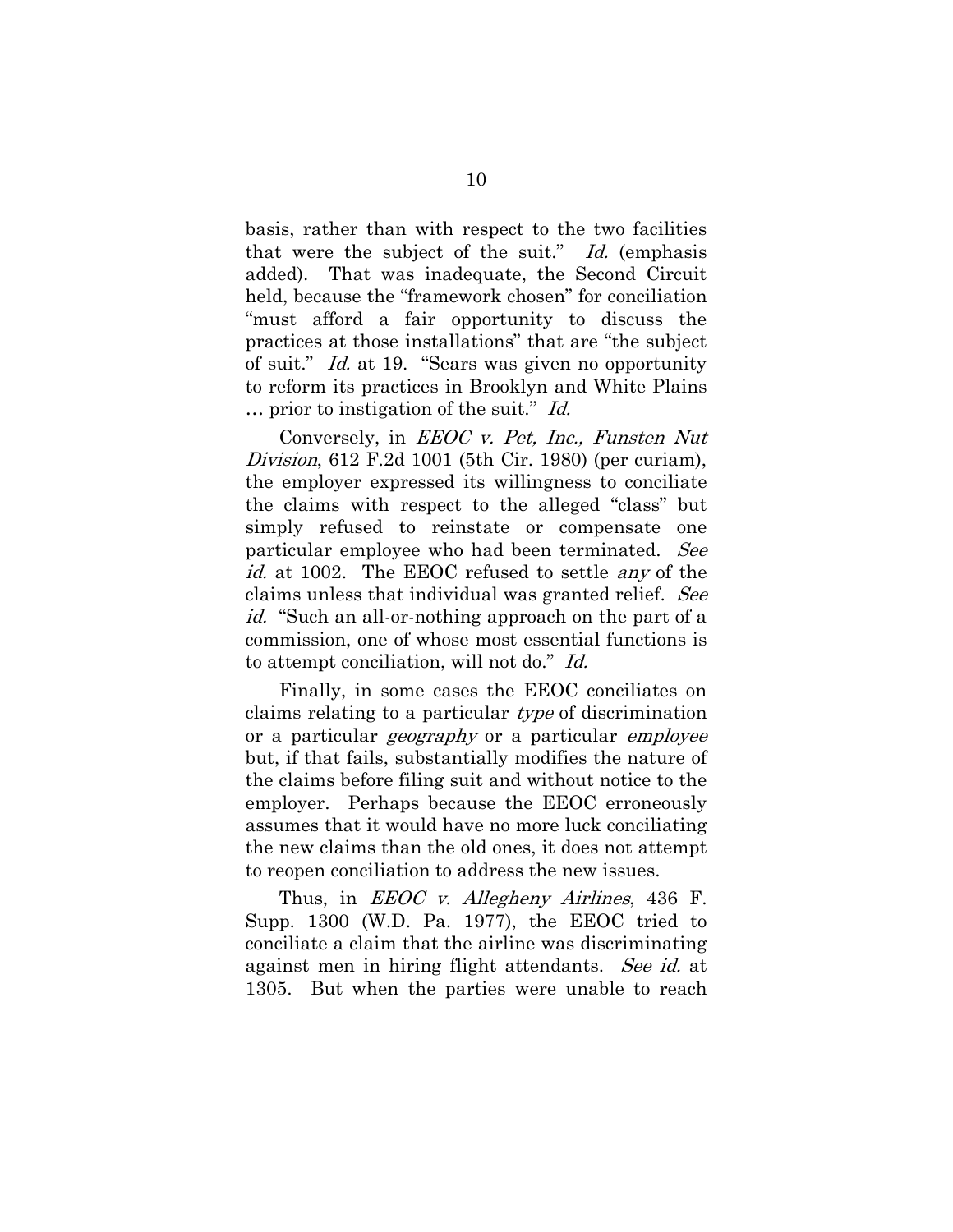basis, rather than with respect to the two facilities that were the subject of the suit." *Id.* (emphasis added). That was inadequate, the Second Circuit held, because the "framework chosen" for conciliation "must afford a fair opportunity to discuss the practices at those installations" that are "the subject of suit." *Id.* at 19. "Sears was given no opportunity to reform its practices in Brooklyn and White Plains … prior to instigation of the suit." *Id.*

Conversely, in *EEOC v. Pet, Inc., Funsten Nut Division*, 612 F.2d 1001 (5th Cir. 1980) (per curiam), the employer expressed its willingness to conciliate the claims with respect to the alleged "class" but simply refused to reinstate or compensate one particular employee who had been terminated. *See id.* at 1002. The EEOC refused to settle *any* of the claims unless that individual was granted relief. *See id.* "Such an all-or-nothing approach on the part of a commission, one of whose most essential functions is to attempt conciliation, will not do." *Id.*

Finally, in some cases the EEOC conciliates on claims relating to a particular *type* of discrimination or a particular *geography* or a particular *employee* but, if that fails, substantially modifies the nature of the claims before filing suit and without notice to the employer. Perhaps because the EEOC erroneously assumes that it would have no more luck conciliating the new claims than the old ones, it does not attempt to reopen conciliation to address the new issues.

Thus, in *EEOC v. Allegheny Airlines*, 436 F. Supp. 1300 (W.D. Pa. 1977), the EEOC tried to conciliate a claim that the airline was discriminating against men in hiring flight attendants. *See id.* at 1305. But when the parties were unable to reach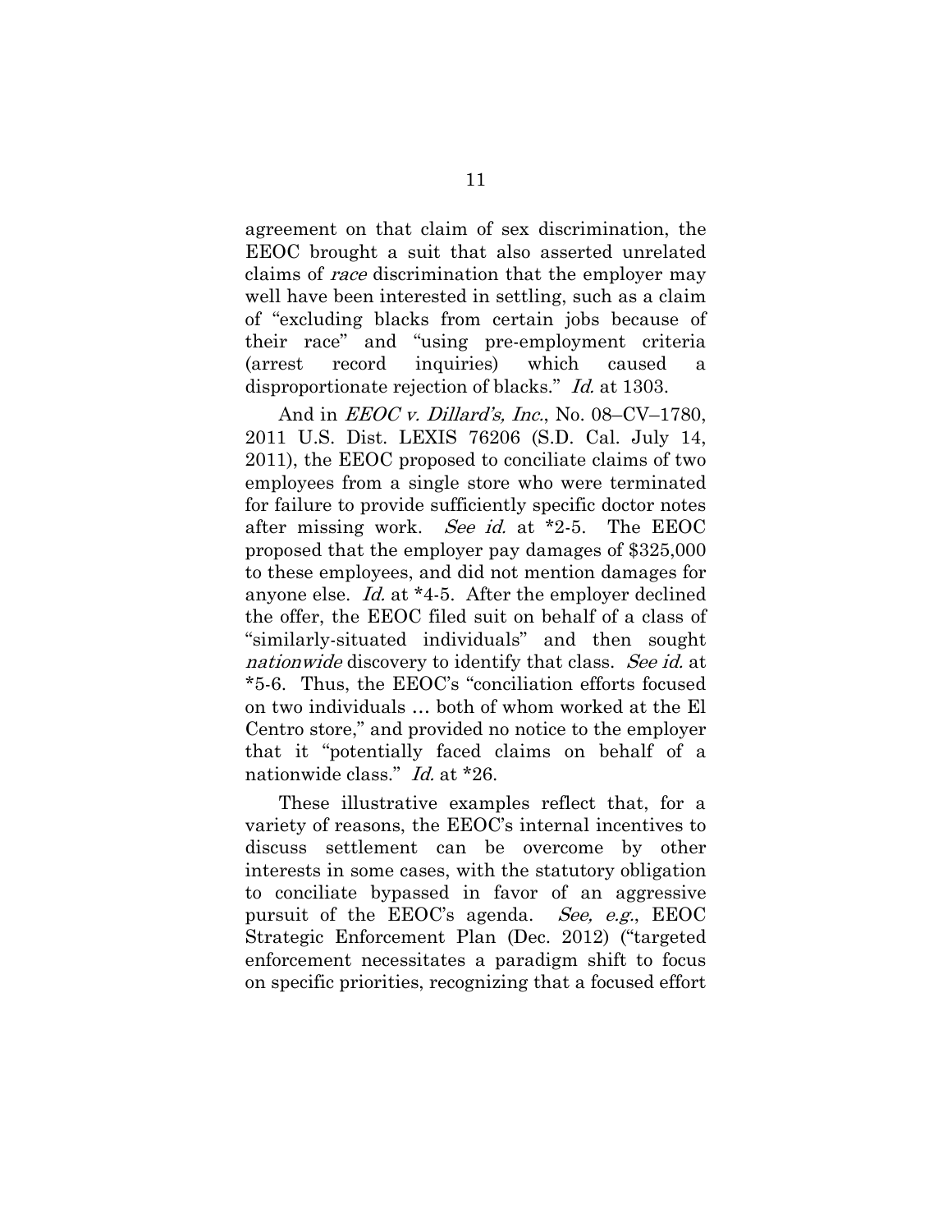agreement on that claim of sex discrimination, the EEOC brought a suit that also asserted unrelated claims of *race* discrimination that the employer may well have been interested in settling, such as a claim of "excluding blacks from certain jobs because of their race" and "using pre-employment criteria (arrest record inquiries) which caused a disproportionate rejection of blacks." *Id.* at 1303.

And in *EEOC v. Dillard's, Inc.*, No. 08–CV–1780, 2011 U.S. Dist. LEXIS 76206 (S.D. Cal. July 14, 2011), the EEOC proposed to conciliate claims of two employees from a single store who were terminated for failure to provide sufficiently specific doctor notes after missing work. *See id.* at *2-5. The EEOC proposed that the employer pay damages of $325,000 to these employees, and did not mention damages for anyone else. *Id.* at *4-5. After the employer declined the offer, the EEOC filed suit on behalf of a class of "similarly-situated individuals" and then sought *nationwide* discovery to identify that class. *See id.* at *5-6. Thus, the EEOC's "conciliation efforts focused on two individuals … both of whom worked at the El Centro store," and provided no notice to the employer that it "potentially faced claims on behalf of a nationwide class." *Id.* at *26.

These illustrative examples reflect that, for a variety of reasons, the EEOC's internal incentives to discuss settlement can be overcome by other interests in some cases, with the statutory obligation to conciliate bypassed in favor of an aggressive pursuit of the EEOC's agenda. *See, e.g.*, EEOC Strategic Enforcement Plan (Dec. 2012) ("targeted enforcement necessitates a paradigm shift to focus on specific priorities, recognizing that a focused effort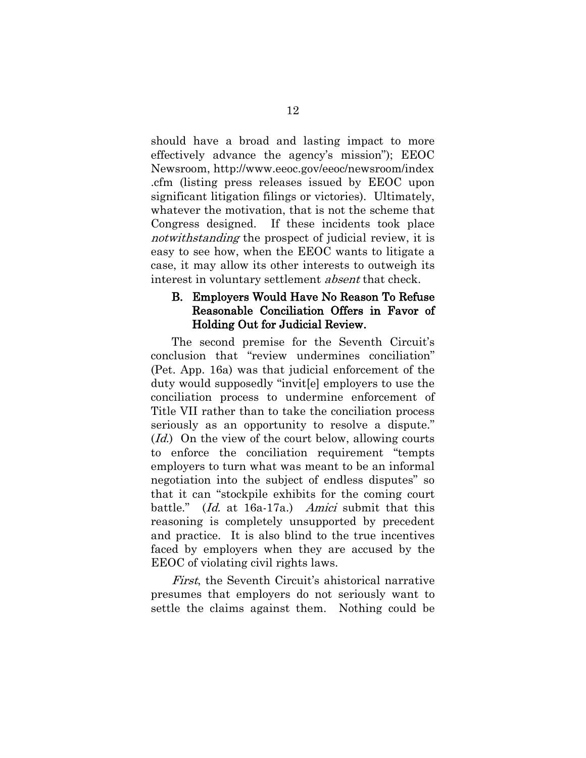should have a broad and lasting impact to more effectively advance the agency's mission"); EEOC Newsroom, http://www.eeoc.gov/eeoc/newsroom/index.cfm (listing press releases issued by EEOC upon significant litigation filings or victories). Ultimately, whatever the motivation, that is not the scheme that Congress designed. If these incidents took place *notwithstanding* the prospect of judicial review, it is easy to see how, when the EEOC wants to litigate a case, it may allow its other interests to outweigh its interest in voluntary settlement *absent* that check.

### B. Employers Would Have No Reason To Refuse Reasonable Conciliation Offers in Favor of Holding Out for Judicial Review.

The second premise for the Seventh Circuit's conclusion that "review undermines conciliation" (Pet. App. 16a) was that judicial enforcement of the duty would supposedly "invit[e] employers to use the conciliation process to undermine enforcement of Title VII rather than to take the conciliation process seriously as an opportunity to resolve a dispute." (*Id.*) On the view of the court below, allowing courts to enforce the conciliation requirement "tempts employers to turn what was meant to be an informal negotiation into the subject of endless disputes" so that it can "stockpile exhibits for the coming court battle." (*Id.* at 16a-17a.) *Amici* submit that this reasoning is completely unsupported by precedent and practice. It is also blind to the true incentives faced by employers when they are accused by the EEOC of violating civil rights laws.

*First*, the Seventh Circuit's ahistorical narrative presumes that employers do not seriously want to settle the claims against them. Nothing could be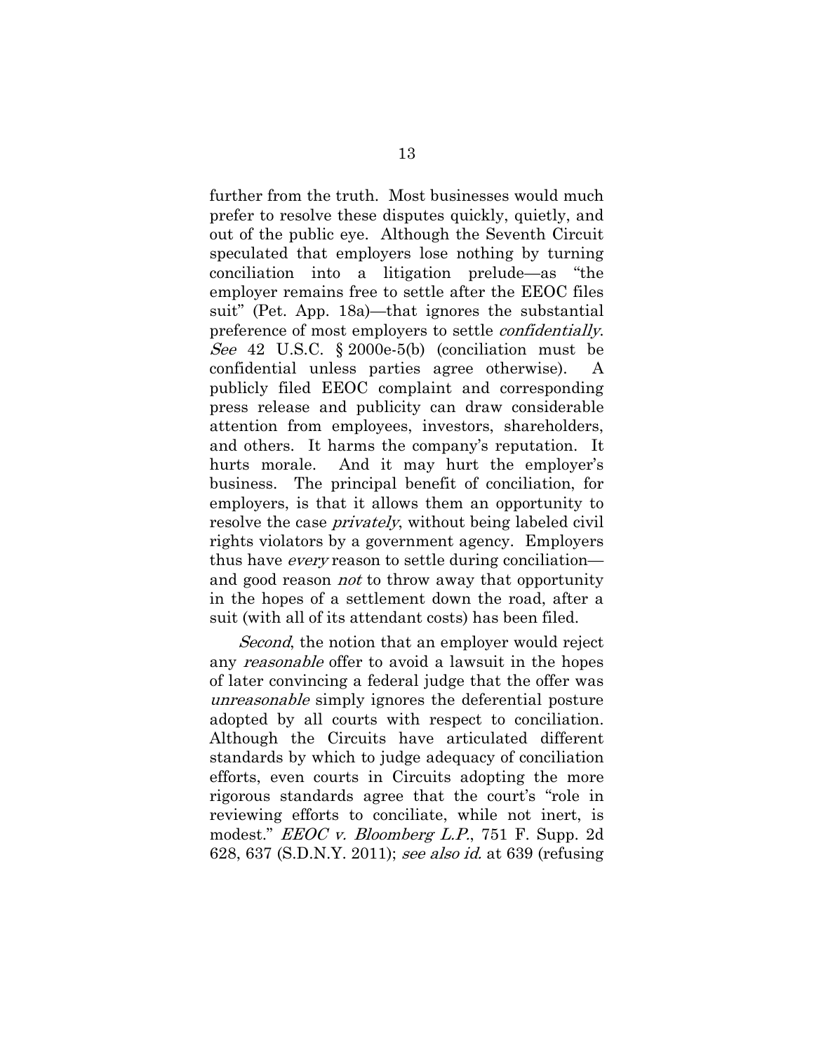further from the truth. Most businesses would much prefer to resolve these disputes quickly, quietly, and out of the public eye. Although the Seventh Circuit speculated that employers lose nothing by turning conciliation into a litigation prelude—as "the employer remains free to settle after the EEOC files suit" (Pet. App. 18a)—that ignores the substantial preference of most employers to settle *confidentially*. *See* 42 U.S.C. § 2000e-5(b) (conciliation must be confidential unless parties agree otherwise). A publicly filed EEOC complaint and corresponding press release and publicity can draw considerable attention from employees, investors, shareholders, and others. It harms the company's reputation. It hurts morale. And it may hurt the employer's business. The principal benefit of conciliation, for employers, is that it allows them an opportunity to resolve the case *privately*, without being labeled civil rights violators by a government agency. Employers thus have *every* reason to settle during conciliation—and good reason *not* to throw away that opportunity in the hopes of a settlement down the road, after a suit (with all of its attendant costs) has been filed.

*Second*, the notion that an employer would reject any *reasonable* offer to avoid a lawsuit in the hopes of later convincing a federal judge that the offer was *unreasonable* simply ignores the deferential posture adopted by all courts with respect to conciliation. Although the Circuits have articulated different standards by which to judge adequacy of conciliation efforts, even courts in Circuits adopting the more rigorous standards agree that the court's "role in reviewing efforts to conciliate, while not inert, is modest." *EEOC v. Bloomberg L.P.*, 751 F. Supp. 2d 628, 637 (S.D.N.Y. 2011); *see also id.* at 639 (refusing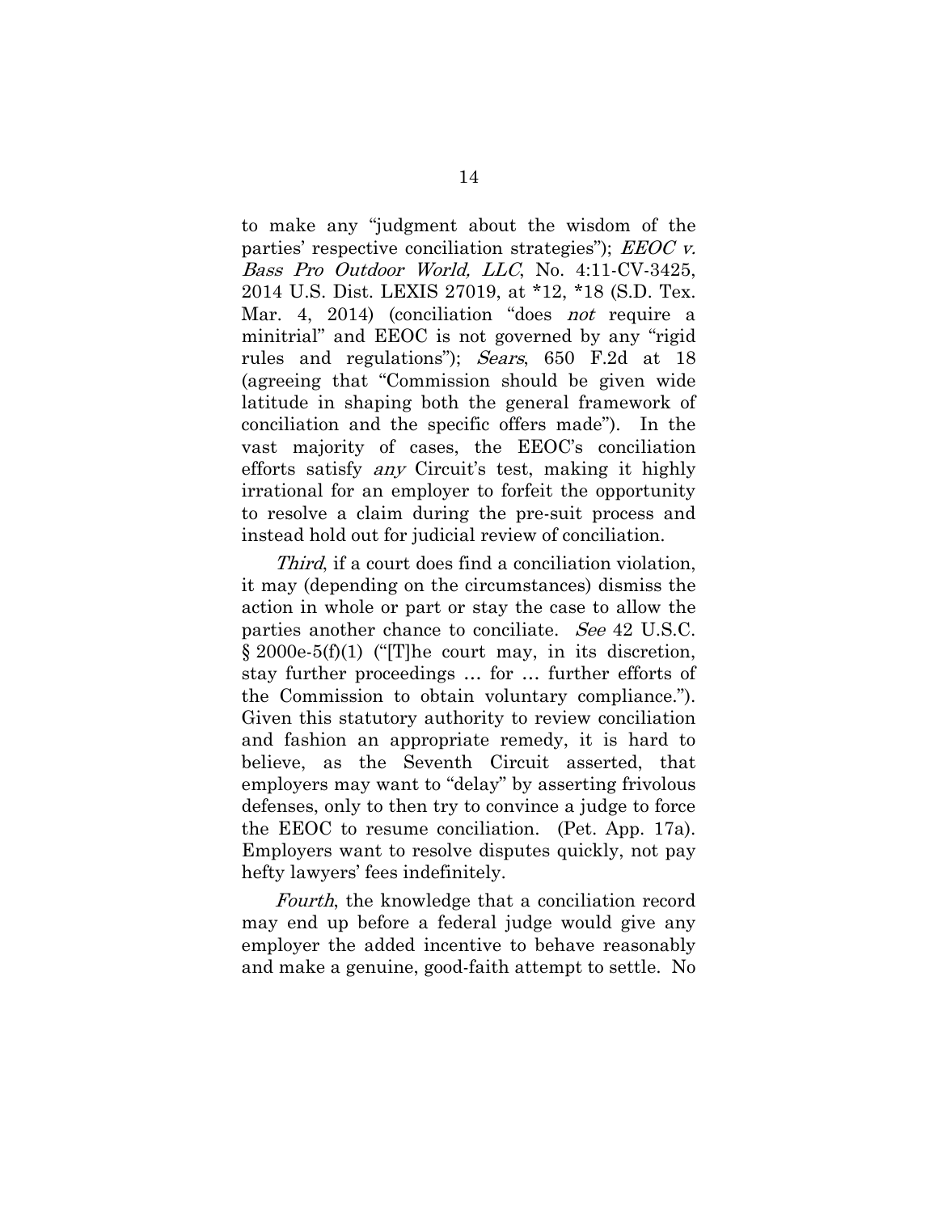to make any "judgment about the wisdom of the parties' respective conciliation strategies"); *EEOC v. Bass Pro Outdoor World, LLC*, No. 4:11-CV-3425, 2014 U.S. Dist. LEXIS 27019, at *12, *18 (S.D. Tex. Mar. 4, 2014) (conciliation "does *not* require a minitrial" and EEOC is not governed by any "rigid rules and regulations"); *Sears*, 650 F.2d at 18 (agreeing that "Commission should be given wide latitude in shaping both the general framework of conciliation and the specific offers made"). In the vast majority of cases, the EEOC's conciliation efforts satisfy *any* Circuit's test, making it highly irrational for an employer to forfeit the opportunity to resolve a claim during the pre-suit process and instead hold out for judicial review of conciliation.

*Third*, if a court does find a conciliation violation, it may (depending on the circumstances) dismiss the action in whole or part or stay the case to allow the parties another chance to conciliate. *See* 42 U.S.C. § 2000e-5(f)(1) ("[T]he court may, in its discretion, stay further proceedings … for … further efforts of the Commission to obtain voluntary compliance."). Given this statutory authority to review conciliation and fashion an appropriate remedy, it is hard to believe, as the Seventh Circuit asserted, that employers may want to "delay" by asserting frivolous defenses, only to then try to convince a judge to force the EEOC to resume conciliation. (Pet. App. 17a). Employers want to resolve disputes quickly, not pay hefty lawyers' fees indefinitely.

*Fourth*, the knowledge that a conciliation record may end up before a federal judge would give any employer the added incentive to behave reasonably and make a genuine, good-faith attempt to settle. No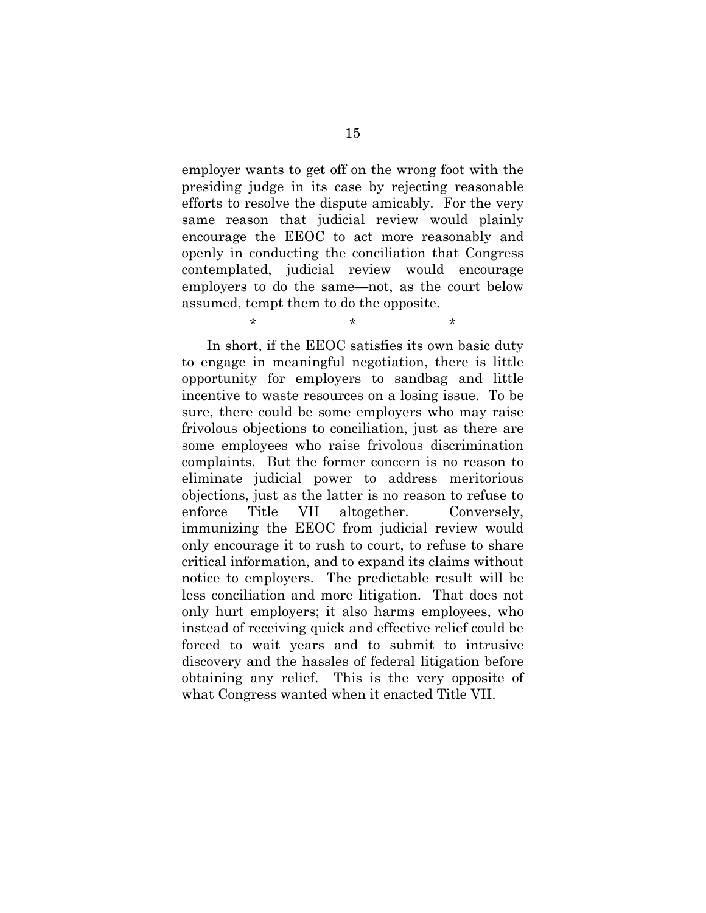employer wants to get off on the wrong foot with the presiding judge in its case by rejecting reasonable efforts to resolve the dispute amicably. For the very same reason that judicial review would plainly encourage the EEOC to act more reasonably and openly in conducting the conciliation that Congress contemplated, judicial review would encourage employers to do the same—not, as the court below assumed, tempt them to do the opposite.

\* \* \*

In short, if the EEOC satisfies its own basic duty to engage in meaningful negotiation, there is little opportunity for employers to sandbag and little incentive to waste resources on a losing issue. To be sure, there could be some employers who may raise frivolous objections to conciliation, just as there are some employees who raise frivolous discrimination complaints. But the former concern is no reason to eliminate judicial power to address meritorious objections, just as the latter is no reason to refuse to enforce Title VII altogether. Conversely, immunizing the EEOC from judicial review would only encourage it to rush to court, to refuse to share critical information, and to expand its claims without notice to employers. The predictable result will be less conciliation and more litigation. That does not only hurt employers; it also harms employees, who instead of receiving quick and effective relief could be forced to wait years and to submit to intrusive discovery and the hassles of federal litigation before obtaining any relief. This is the very opposite of what Congress wanted when it enacted Title VII.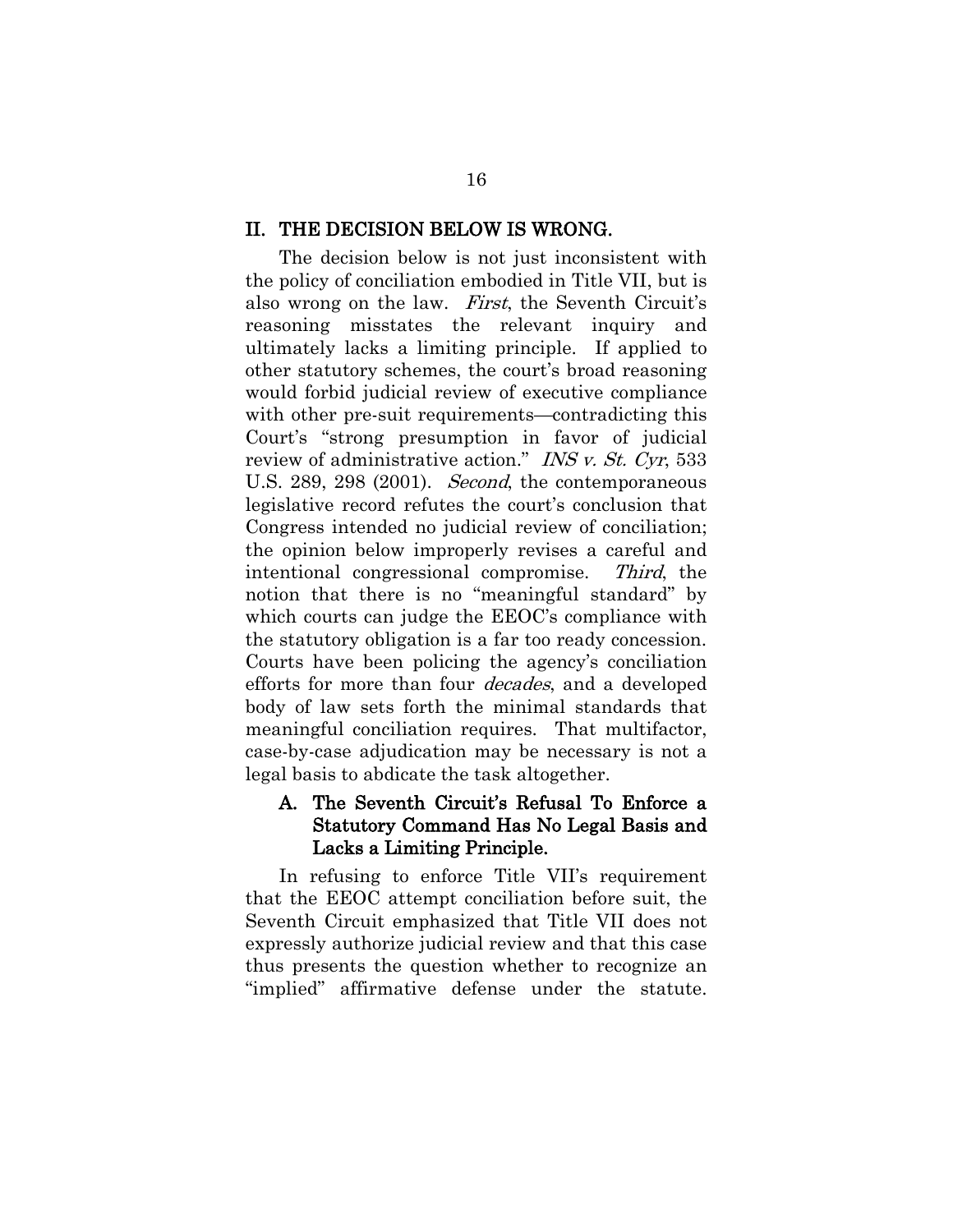## II. THE DECISION BELOW IS WRONG.

The decision below is not just inconsistent with the policy of conciliation embodied in Title VII, but is also wrong on the law. *First*, the Seventh Circuit's reasoning misstates the relevant inquiry and ultimately lacks a limiting principle. If applied to other statutory schemes, the court's broad reasoning would forbid judicial review of executive compliance with other pre-suit requirements—contradicting this Court's "strong presumption in favor of judicial review of administrative action." *INS v. St. Cyr*, 533 U.S. 289, 298 (2001). *Second*, the contemporaneous legislative record refutes the court's conclusion that Congress intended no judicial review of conciliation; the opinion below improperly revises a careful and intentional congressional compromise. *Third*, the notion that there is no "meaningful standard" by which courts can judge the EEOC's compliance with the statutory obligation is a far too ready concession. Courts have been policing the agency's conciliation efforts for more than four *decades*, and a developed body of law sets forth the minimal standards that meaningful conciliation requires. That multifactor, case-by-case adjudication may be necessary is not a legal basis to abdicate the task altogether.

### A. The Seventh Circuit's Refusal To Enforce a Statutory Command Has No Legal Basis and Lacks a Limiting Principle.

In refusing to enforce Title VII's requirement that the EEOC attempt conciliation before suit, the Seventh Circuit emphasized that Title VII does not expressly authorize judicial review and that this case thus presents the question whether to recognize an "implied" affirmative defense under the statute.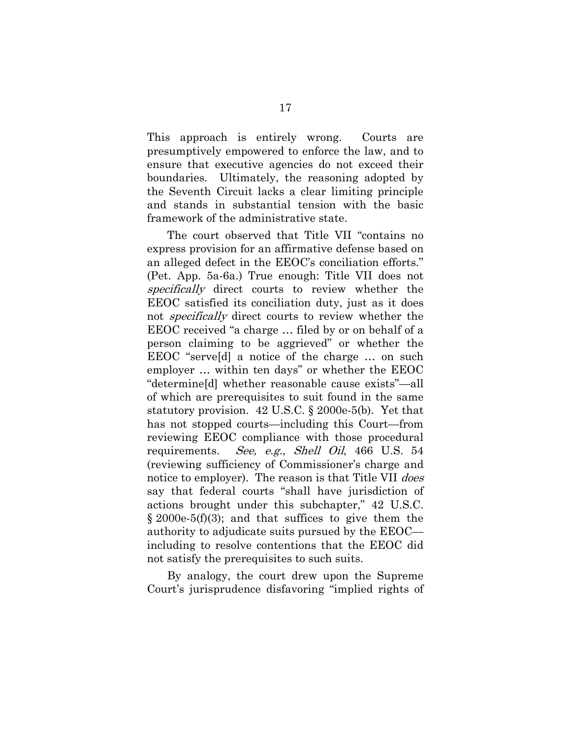This approach is entirely wrong. Courts are presumptively empowered to enforce the law, and to ensure that executive agencies do not exceed their boundaries. Ultimately, the reasoning adopted by the Seventh Circuit lacks a clear limiting principle and stands in substantial tension with the basic framework of the administrative state.

The court observed that Title VII "contains no express provision for an affirmative defense based on an alleged defect in the EEOC's conciliation efforts." (Pet. App. 5a-6a.) True enough: Title VII does not *specifically* direct courts to review whether the EEOC satisfied its conciliation duty, just as it does not *specifically* direct courts to review whether the EEOC received "a charge … filed by or on behalf of a person claiming to be aggrieved" or whether the EEOC "serve[d] a notice of the charge … on such employer … within ten days" or whether the EEOC "determine[d] whether reasonable cause exists"—all of which are prerequisites to suit found in the same statutory provision. 42 U.S.C. § 2000e-5(b). Yet that has not stopped courts—including this Court—from reviewing EEOC compliance with those procedural requirements. *See, e.g.*, *Shell Oil*, 466 U.S. 54 (reviewing sufficiency of Commissioner's charge and notice to employer). The reason is that Title VII *does* say that federal courts "shall have jurisdiction of actions brought under this subchapter," 42 U.S.C. § 2000e-5(f)(3); and that suffices to give them the authority to adjudicate suits pursued by the EEOC—including to resolve contentions that the EEOC did not satisfy the prerequisites to such suits.

By analogy, the court drew upon the Supreme Court's jurisprudence disfavoring "implied rights of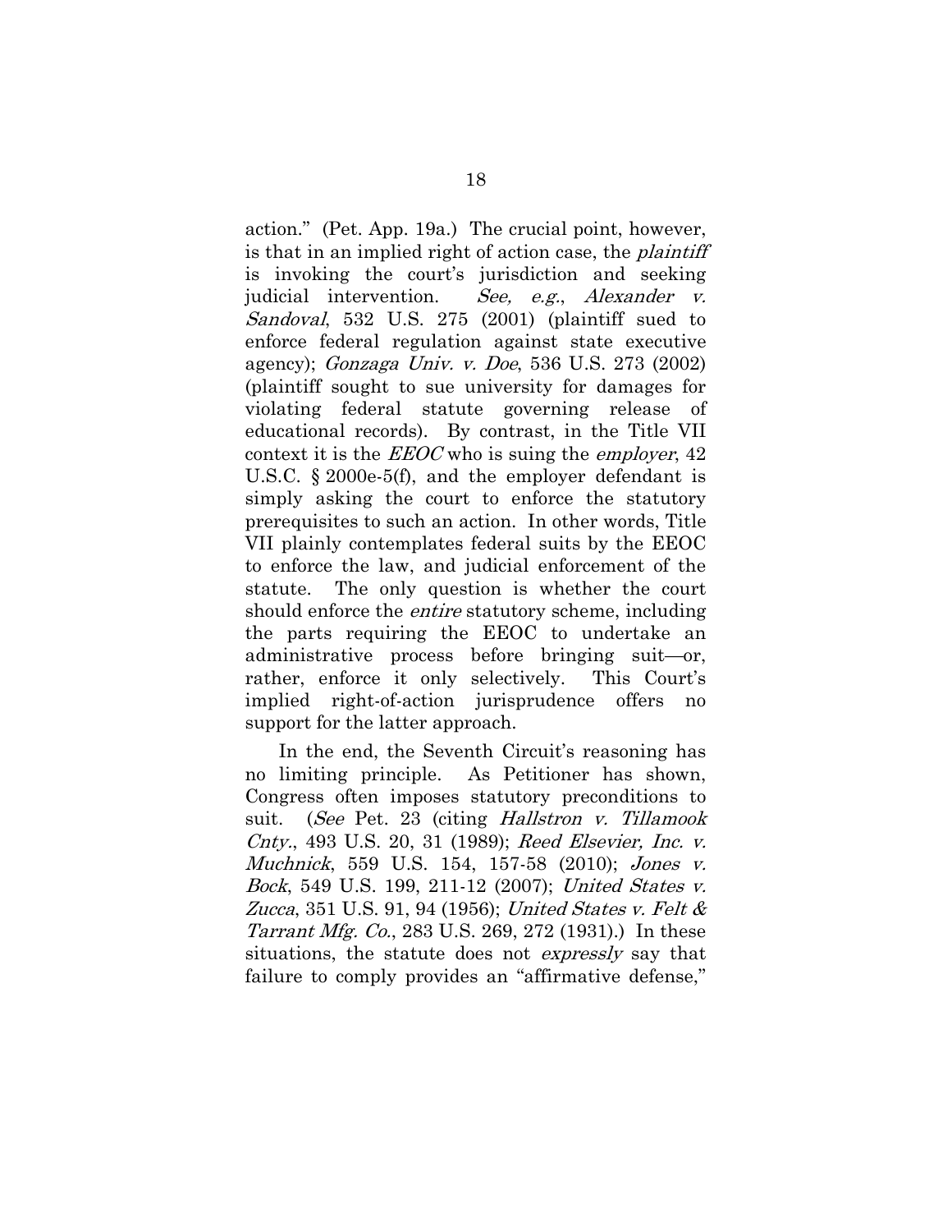action." (Pet. App. 19a.) The crucial point, however, is that in an implied right of action case, the *plaintiff* is invoking the court's jurisdiction and seeking judicial intervention. *See, e.g.*, *Alexander v. Sandoval*, 532 U.S. 275 (2001) (plaintiff sued to enforce federal regulation against state executive agency); *Gonzaga Univ. v. Doe*, 536 U.S. 273 (2002) (plaintiff sought to sue university for damages for violating federal statute governing release of educational records). By contrast, in the Title VII context it is the *EEOC* who is suing the *employer*, 42 U.S.C. § 2000e-5(f), and the employer defendant is simply asking the court to enforce the statutory prerequisites to such an action. In other words, Title VII plainly contemplates federal suits by the EEOC to enforce the law, and judicial enforcement of the statute. The only question is whether the court should enforce the *entire* statutory scheme, including the parts requiring the EEOC to undertake an administrative process before bringing suit—or, rather, enforce it only selectively. This Court's implied right-of-action jurisprudence offers no support for the latter approach.

In the end, the Seventh Circuit's reasoning has no limiting principle. As Petitioner has shown, Congress often imposes statutory preconditions to suit. (*See* Pet. 23 (citing *Hallstron v. Tillamook Cnty.*, 493 U.S. 20, 31 (1989); *Reed Elsevier, Inc. v. Muchnick*, 559 U.S. 154, 157-58 (2010); *Jones v. Bock*, 549 U.S. 199, 211-12 (2007); *United States v. Zucca*, 351 U.S. 91, 94 (1956); *United States v. Felt & Tarrant Mfg. Co.*, 283 U.S. 269, 272 (1931).) In these situations, the statute does not *expressly* say that failure to comply provides an "affirmative defense,"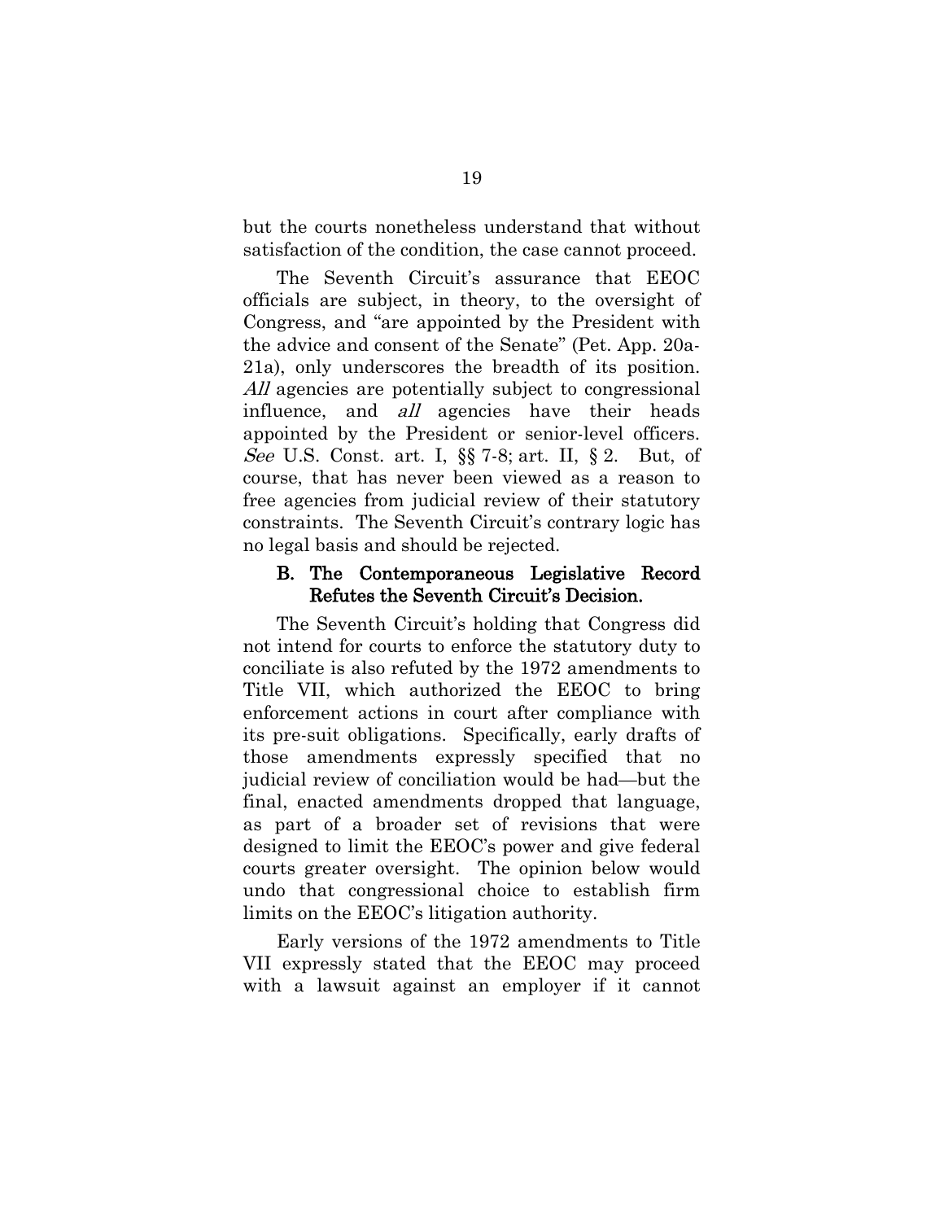but the courts nonetheless understand that without satisfaction of the condition, the case cannot proceed.

The Seventh Circuit's assurance that EEOC officials are subject, in theory, to the oversight of Congress, and "are appointed by the President with the advice and consent of the Senate" (Pet. App. 20a-21a), only underscores the breadth of its position. *All* agencies are potentially subject to congressional influence, and *all* agencies have their heads appointed by the President or senior-level officers. *See* U.S. Const. art. I, §§ 7-8; art. II, § 2. But, of course, that has never been viewed as a reason to free agencies from judicial review of their statutory constraints. The Seventh Circuit's contrary logic has no legal basis and should be rejected.

### B. The Contemporaneous Legislative Record Refutes the Seventh Circuit's Decision.

The Seventh Circuit's holding that Congress did not intend for courts to enforce the statutory duty to conciliate is also refuted by the 1972 amendments to Title VII, which authorized the EEOC to bring enforcement actions in court after compliance with its pre-suit obligations. Specifically, early drafts of those amendments expressly specified that no judicial review of conciliation would be had—but the final, enacted amendments dropped that language, as part of a broader set of revisions that were designed to limit the EEOC's power and give federal courts greater oversight. The opinion below would undo that congressional choice to establish firm limits on the EEOC's litigation authority.

Early versions of the 1972 amendments to Title VII expressly stated that the EEOC may proceed with a lawsuit against an employer if it cannot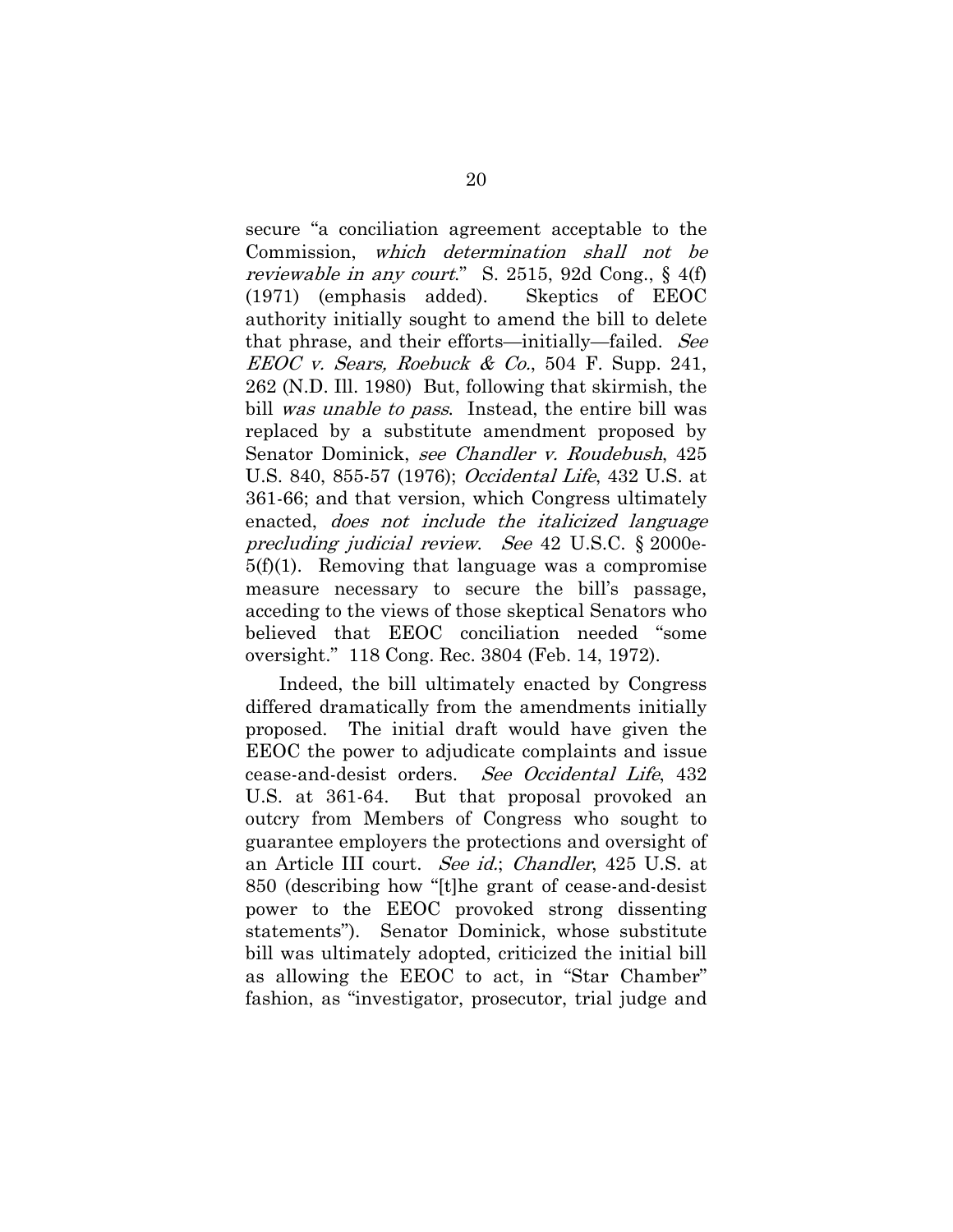secure "a conciliation agreement acceptable to the Commission, *which determination shall not be reviewable in any court*." S. 2515, 92d Cong., § 4(f) (1971) (emphasis added). Skeptics of EEOC authority initially sought to amend the bill to delete that phrase, and their efforts—initially—failed. *See EEOC v. Sears, Roebuck & Co.*, 504 F. Supp. 241, 262 (N.D. Ill. 1980) But, following that skirmish, the bill *was unable to pass*. Instead, the entire bill was replaced by a substitute amendment proposed by Senator Dominick, *see Chandler v. Roudebush*, 425 U.S. 840, 855-57 (1976); *Occidental Life*, 432 U.S. at 361-66; and that version, which Congress ultimately enacted, *does not include the italicized language precluding judicial review*. *See* 42 U.S.C. § 2000e-5(f)(1). Removing that language was a compromise measure necessary to secure the bill's passage, acceding to the views of those skeptical Senators who believed that EEOC conciliation needed "some oversight." 118 Cong. Rec. 3804 (Feb. 14, 1972).

Indeed, the bill ultimately enacted by Congress differed dramatically from the amendments initially proposed. The initial draft would have given the EEOC the power to adjudicate complaints and issue cease-and-desist orders. *See Occidental Life*, 432 U.S. at 361-64. But that proposal provoked an outcry from Members of Congress who sought to guarantee employers the protections and oversight of an Article III court. *See id.*; *Chandler*, 425 U.S. at 850 (describing how "[t]he grant of cease-and-desist power to the EEOC provoked strong dissenting statements"). Senator Dominick, whose substitute bill was ultimately adopted, criticized the initial bill as allowing the EEOC to act, in "Star Chamber" fashion, as "investigator, prosecutor, trial judge and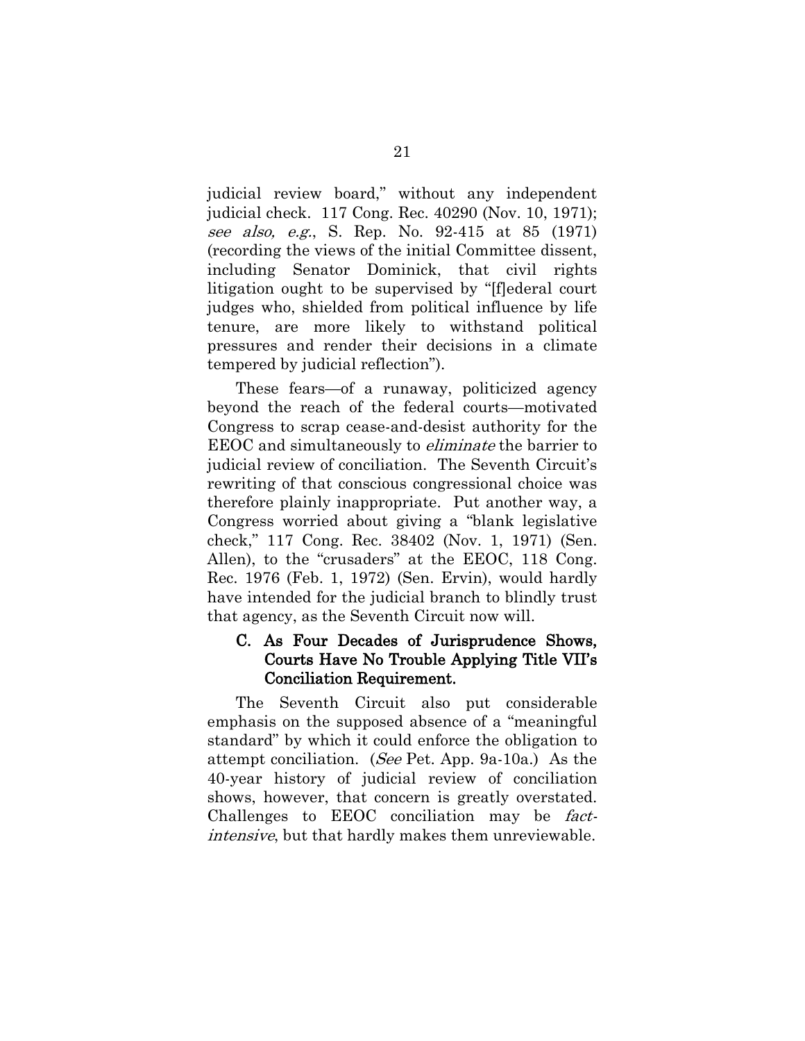judicial review board," without any independent judicial check. 117 Cong. Rec. 40290 (Nov. 10, 1971); *see also, e.g.*, S. Rep. No. 92-415 at 85 (1971) (recording the views of the initial Committee dissent, including Senator Dominick, that civil rights litigation ought to be supervised by "[f]ederal court judges who, shielded from political influence by life tenure, are more likely to withstand political pressures and render their decisions in a climate tempered by judicial reflection").

These fears—of a runaway, politicized agency beyond the reach of the federal courts—motivated Congress to scrap cease-and-desist authority for the EEOC and simultaneously to *eliminate* the barrier to judicial review of conciliation. The Seventh Circuit's rewriting of that conscious congressional choice was therefore plainly inappropriate. Put another way, a Congress worried about giving a "blank legislative check," 117 Cong. Rec. 38402 (Nov. 1, 1971) (Sen. Allen), to the "crusaders" at the EEOC, 118 Cong. Rec. 1976 (Feb. 1, 1972) (Sen. Ervin), would hardly have intended for the judicial branch to blindly trust that agency, as the Seventh Circuit now will.

### C. As Four Decades of Jurisprudence Shows, Courts Have No Trouble Applying Title VII's Conciliation Requirement.

The Seventh Circuit also put considerable emphasis on the supposed absence of a "meaningful standard" by which it could enforce the obligation to attempt conciliation. (*See* Pet. App. 9a-10a.) As the 40-year history of judicial review of conciliation shows, however, that concern is greatly overstated. Challenges to EEOC conciliation may be *fact-intensive*, but that hardly makes them unreviewable.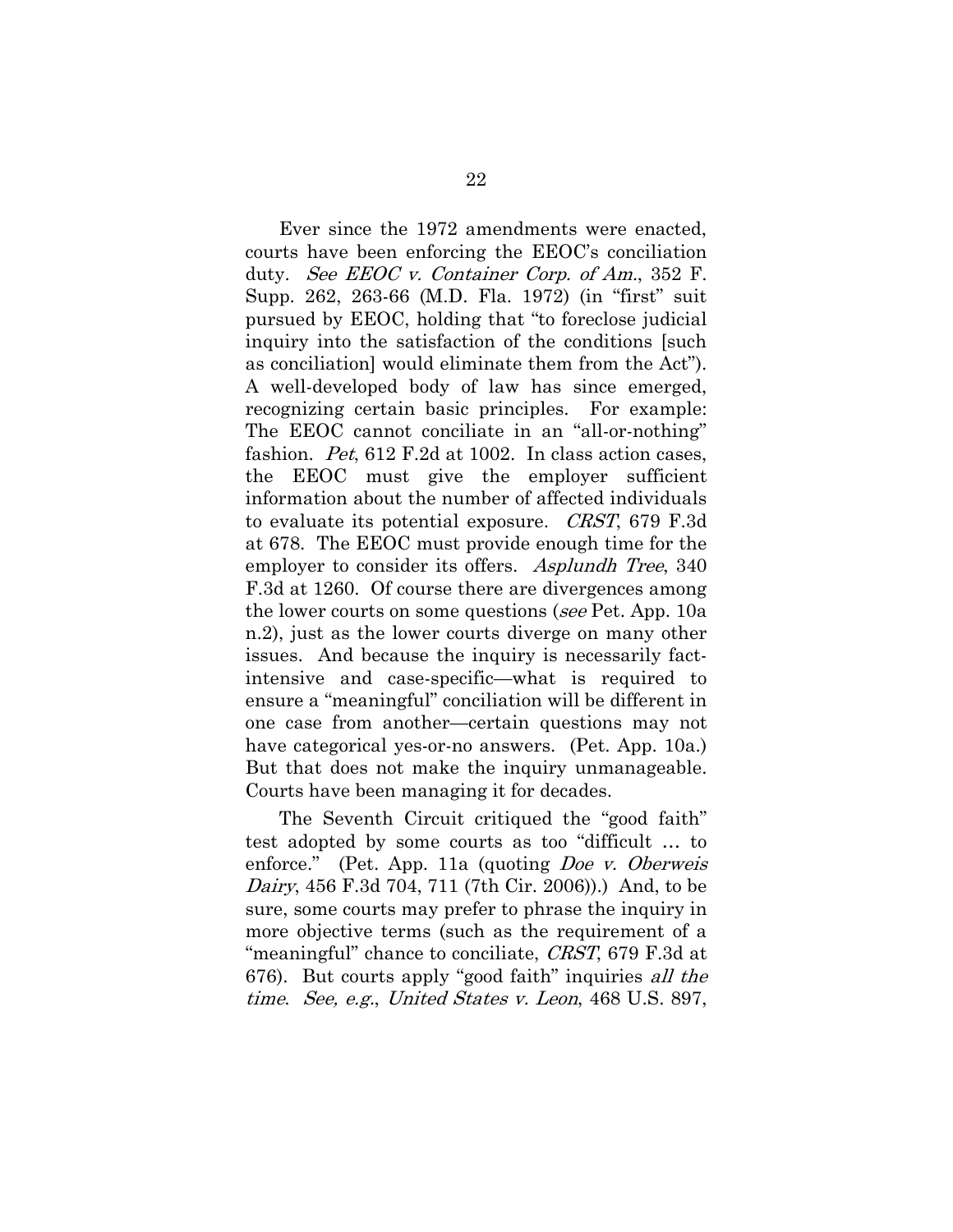Ever since the 1972 amendments were enacted, courts have been enforcing the EEOC's conciliation duty. *See EEOC v. Container Corp. of Am.*, 352 F. Supp. 262, 263-66 (M.D. Fla. 1972) (in "first" suit pursued by EEOC, holding that "to foreclose judicial inquiry into the satisfaction of the conditions [such as conciliation] would eliminate them from the Act"). A well-developed body of law has since emerged, recognizing certain basic principles. For example: The EEOC cannot conciliate in an "all-or-nothing" fashion. *Pet*, 612 F.2d at 1002. In class action cases, the EEOC must give the employer sufficient information about the number of affected individuals to evaluate its potential exposure. *CRST*, 679 F.3d at 678. The EEOC must provide enough time for the employer to consider its offers. *Asplundh Tree*, 340 F.3d at 1260. Of course there are divergences among the lower courts on some questions (*see* Pet. App. 10a n.2), just as the lower courts diverge on many other issues. And because the inquiry is necessarily fact-intensive and case-specific—what is required to ensure a "meaningful" conciliation will be different in one case from another—certain questions may not have categorical yes-or-no answers. (Pet. App. 10a.) But that does not make the inquiry unmanageable. Courts have been managing it for decades.

The Seventh Circuit critiqued the "good faith" test adopted by some courts as too "difficult … to enforce." (Pet. App. 11a (quoting *Doe v. Oberweis Dairy*, 456 F.3d 704, 711 (7th Cir. 2006)).) And, to be sure, some courts may prefer to phrase the inquiry in more objective terms (such as the requirement of a "meaningful" chance to conciliate, *CRST*, 679 F.3d at 676). But courts apply "good faith" inquiries *all the time*. *See, e.g.*, *United States v. Leon*, 468 U.S. 897,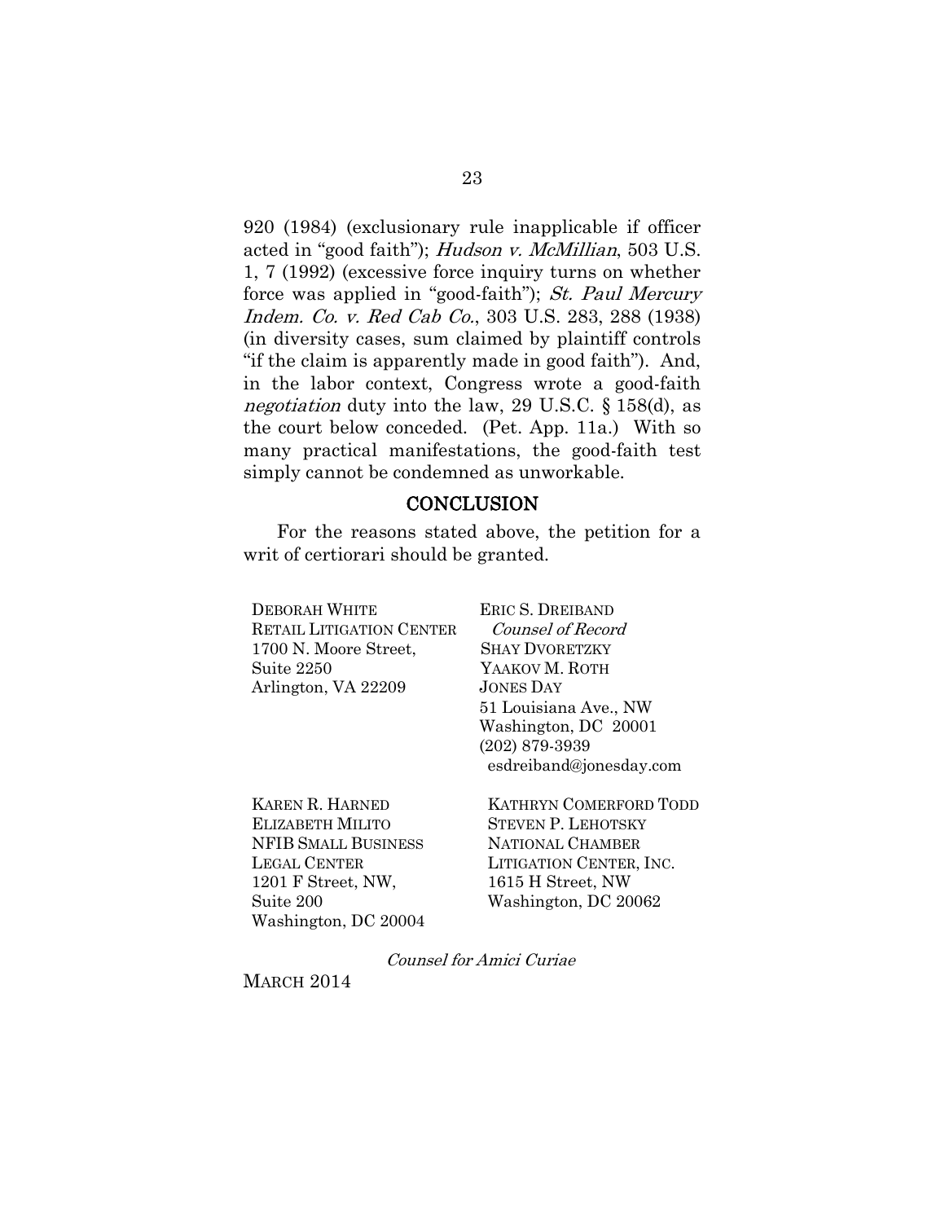920 (1984) (exclusionary rule inapplicable if officer acted in "good faith"); *Hudson v. McMillian*, 503 U.S. 1, 7 (1992) (excessive force inquiry turns on whether force was applied in "good-faith"); *St. Paul Mercury Indem. Co. v. Red Cab Co.*, 303 U.S. 283, 288 (1938) (in diversity cases, sum claimed by plaintiff controls "if the claim is apparently made in good faith"). And, in the labor context, Congress wrote a good-faith *negotiation* duty into the law, 29 U.S.C. § 158(d), as the court below conceded. (Pet. App. 11a.) With so many practical manifestations, the good-faith test simply cannot be condemned as unworkable.

## CONCLUSION

For the reasons stated above, the petition for a writ of certiorari should be granted.

DEBORAH WHITE
RETAIL LITIGATION CENTER
1700 N. Moore Street,
Suite 2250
Arlington, VA 22209

ERIC S. DREIBAND
*Counsel of Record*
SHAY DVORETZKY
YAAKOV M. ROTH
JONES DAY
51 Louisiana Ave., NW
Washington, DC 20001
(202) 879-3939
esdreiband@jonesday.com

KAREN R. HARNED
ELIZABETH MILITO
NFIB SMALL BUSINESS
LEGAL CENTER
1201 F Street, NW,
Suite 200
Washington, DC 20004

KATHRYN COMERFORD TODD
STEVEN P. LEHOTSKY
NATIONAL CHAMBER
LITIGATION CENTER, INC.
1615 H Street, NW
Washington, DC 20062

*Counsel for Amici Curiae*

MARCH 2014